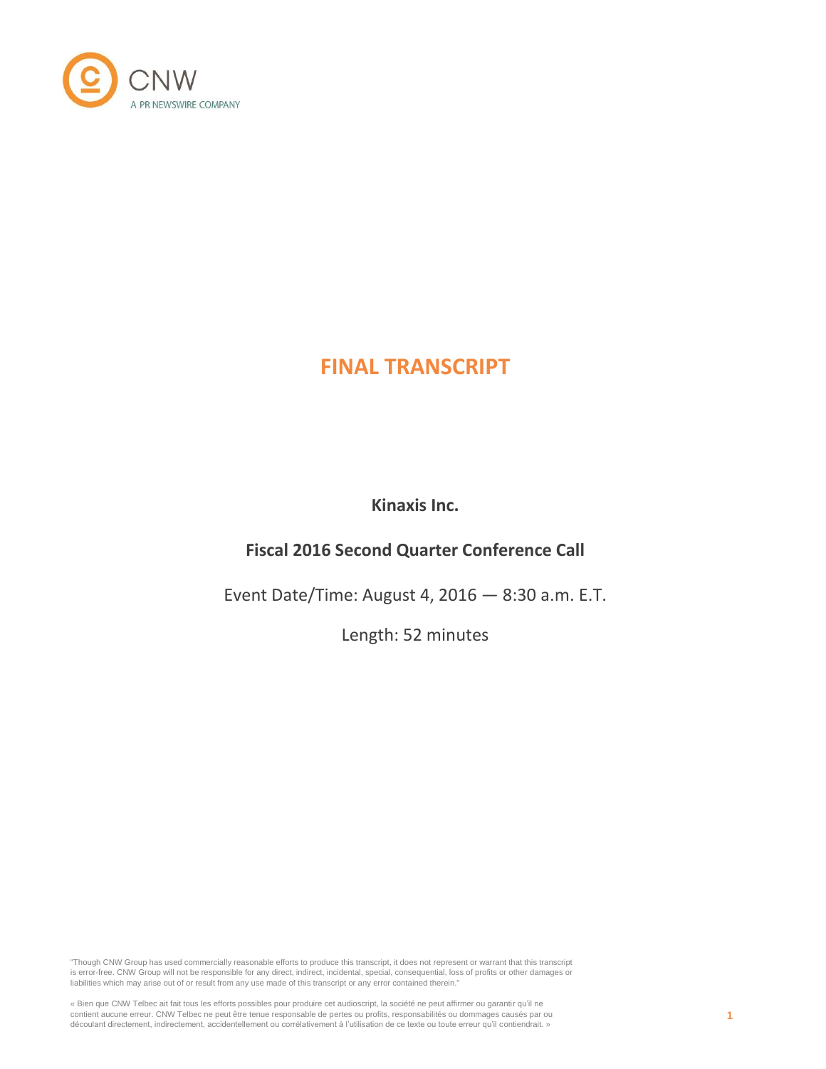CNW
A PR NEWSWIRE COMPANY

# FINAL TRANSCRIPT

**Kinaxis Inc.**

**Fiscal 2016 Second Quarter Conference Call**

Event Date/Time: August 4, 2016 — 8:30 a.m. E.T.

Length: 52 minutes

"Though CNW Group has used commercially reasonable efforts to produce this transcript, it does not represent or warrant that this transcript is error-free. CNW Group will not be responsible for any direct, indirect, incidental, special, consequential, loss of profits or other damages or liabilities which may arise out of or result from any use made of this transcript or any error contained therein."

« Bien que CNW Telbec ait fait tous les efforts possibles pour produire cet audioscript, la société ne peut affirmer ou garantir qu'il ne contient aucune erreur. CNW Telbec ne peut être tenue responsable de pertes ou profits, responsabilités ou dommages causés par ou découlant directement, indirectement, accidentellement ou corrélativement à l'utilisation de ce texte ou toute erreur qu'il contiendrait. »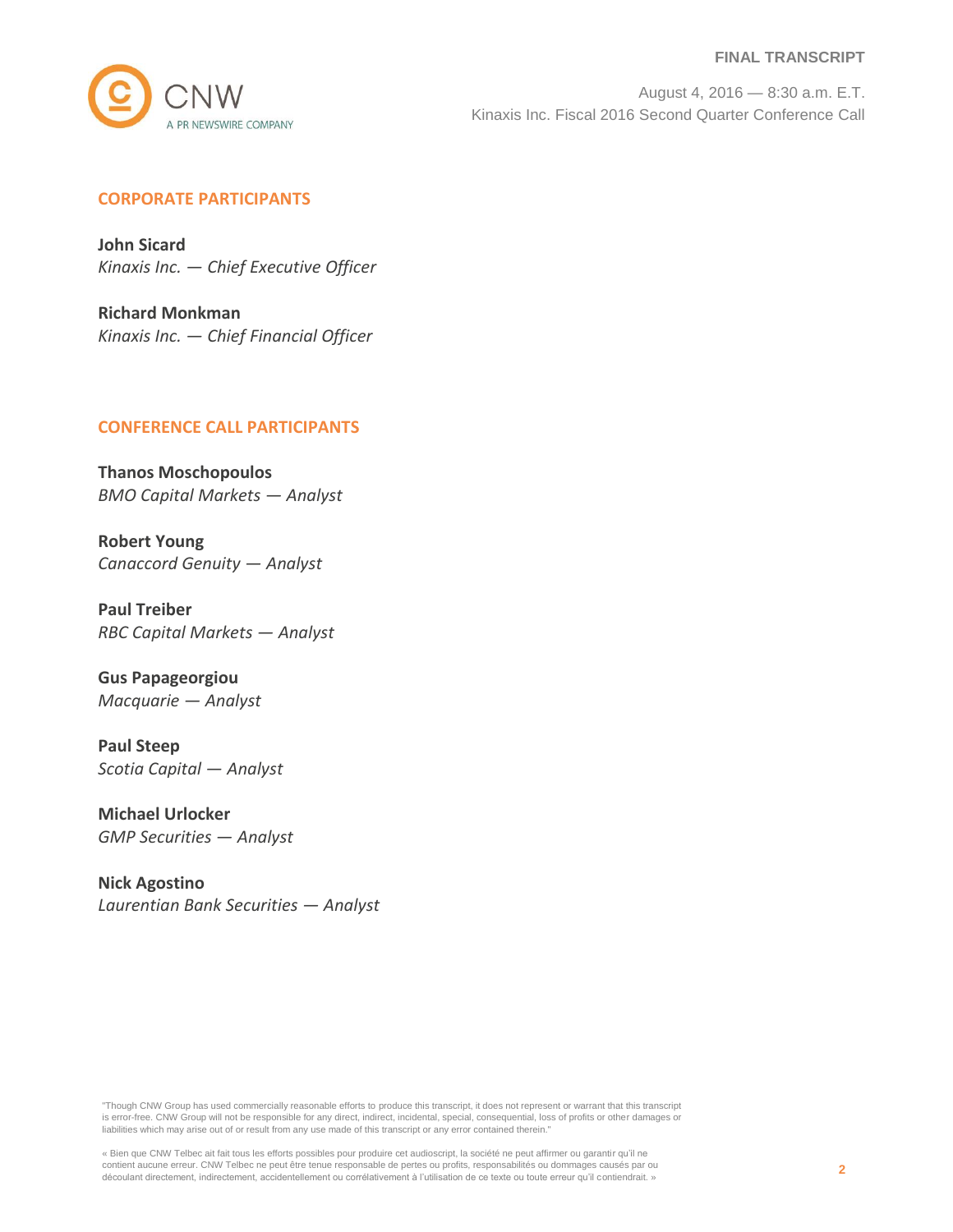## CORPORATE PARTICIPANTS

**John Sicard**
*Kinaxis Inc. — Chief Executive Officer*

**Richard Monkman**
*Kinaxis Inc. — Chief Financial Officer*

## CONFERENCE CALL PARTICIPANTS

**Thanos Moschopoulos**
*BMO Capital Markets — Analyst*

**Robert Young**
*Canaccord Genuity — Analyst*

**Paul Treiber**
*RBC Capital Markets — Analyst*

**Gus Papageorgiou**
*Macquarie — Analyst*

**Paul Steep**
*Scotia Capital — Analyst*

**Michael Urlocker**
*GMP Securities — Analyst*

**Nick Agostino**
*Laurentian Bank Securities — Analyst*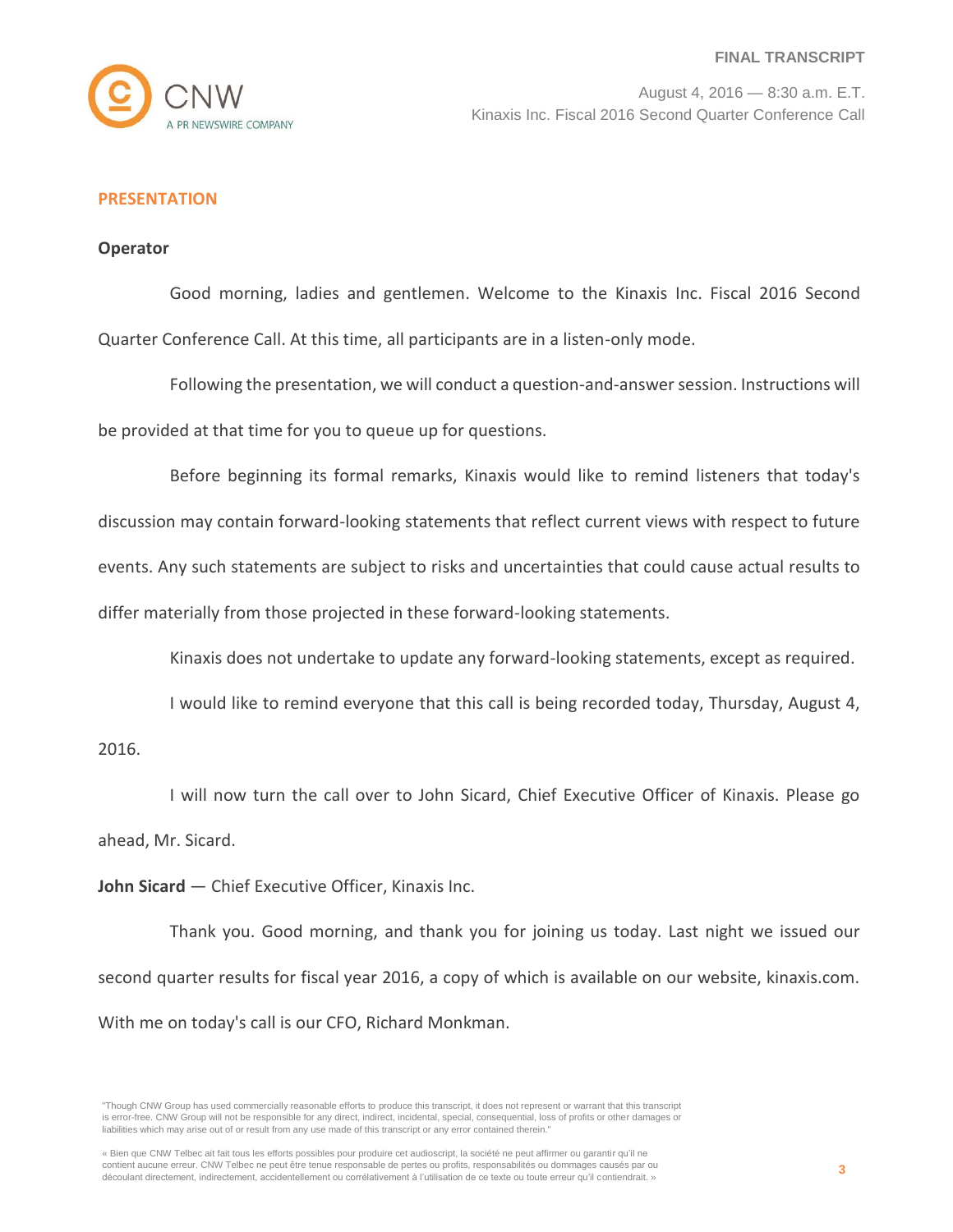## PRESENTATION

**Operator**

Good morning, ladies and gentlemen. Welcome to the Kinaxis Inc. Fiscal 2016 Second Quarter Conference Call. At this time, all participants are in a listen-only mode.

Following the presentation, we will conduct a question-and-answer session. Instructions will be provided at that time for you to queue up for questions.

Before beginning its formal remarks, Kinaxis would like to remind listeners that today's discussion may contain forward-looking statements that reflect current views with respect to future events. Any such statements are subject to risks and uncertainties that could cause actual results to differ materially from those projected in these forward-looking statements.

Kinaxis does not undertake to update any forward-looking statements, except as required.

I would like to remind everyone that this call is being recorded today, Thursday, August 4, 2016.

I will now turn the call over to John Sicard, Chief Executive Officer of Kinaxis. Please go ahead, Mr. Sicard.

**John Sicard** — Chief Executive Officer, Kinaxis Inc.

Thank you. Good morning, and thank you for joining us today. Last night we issued our second quarter results for fiscal year 2016, a copy of which is available on our website, kinaxis.com. With me on today's call is our CFO, Richard Monkman.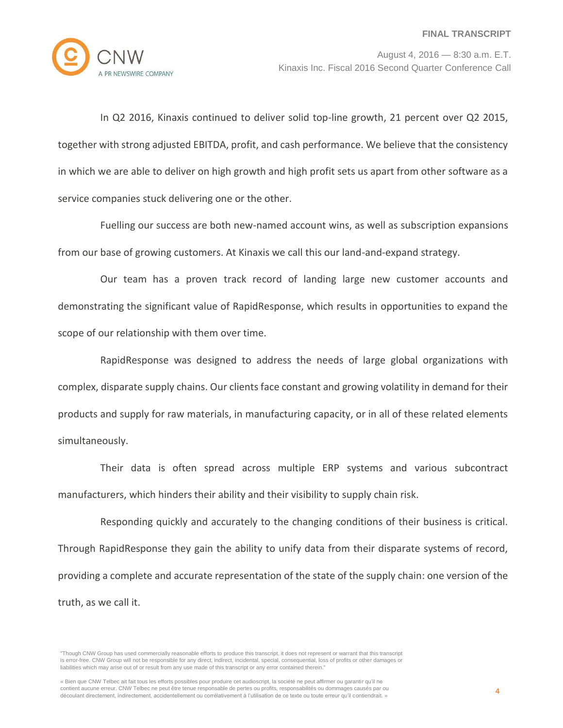In Q2 2016, Kinaxis continued to deliver solid top-line growth, 21 percent over Q2 2015, together with strong adjusted EBITDA, profit, and cash performance. We believe that the consistency in which we are able to deliver on high growth and high profit sets us apart from other software as a service companies stuck delivering one or the other.

Fuelling our success are both new-named account wins, as well as subscription expansions from our base of growing customers. At Kinaxis we call this our land-and-expand strategy.

Our team has a proven track record of landing large new customer accounts and demonstrating the significant value of RapidResponse, which results in opportunities to expand the scope of our relationship with them over time.

RapidResponse was designed to address the needs of large global organizations with complex, disparate supply chains. Our clients face constant and growing volatility in demand for their products and supply for raw materials, in manufacturing capacity, or in all of these related elements simultaneously.

Their data is often spread across multiple ERP systems and various subcontract manufacturers, which hinders their ability and their visibility to supply chain risk.

Responding quickly and accurately to the changing conditions of their business is critical. Through RapidResponse they gain the ability to unify data from their disparate systems of record, providing a complete and accurate representation of the state of the supply chain: one version of the truth, as we call it.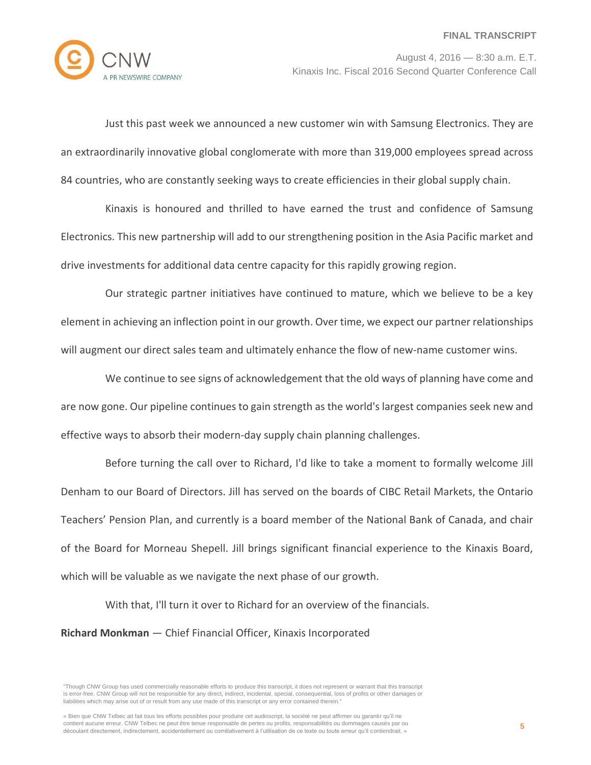Just this past week we announced a new customer win with Samsung Electronics. They are an extraordinarily innovative global conglomerate with more than 319,000 employees spread across 84 countries, who are constantly seeking ways to create efficiencies in their global supply chain.

Kinaxis is honoured and thrilled to have earned the trust and confidence of Samsung Electronics. This new partnership will add to our strengthening position in the Asia Pacific market and drive investments for additional data centre capacity for this rapidly growing region.

Our strategic partner initiatives have continued to mature, which we believe to be a key element in achieving an inflection point in our growth. Over time, we expect our partner relationships will augment our direct sales team and ultimately enhance the flow of new-name customer wins.

We continue to see signs of acknowledgement that the old ways of planning have come and are now gone. Our pipeline continues to gain strength as the world's largest companies seek new and effective ways to absorb their modern-day supply chain planning challenges.

Before turning the call over to Richard, I'd like to take a moment to formally welcome Jill Denham to our Board of Directors. Jill has served on the boards of CIBC Retail Markets, the Ontario Teachers' Pension Plan, and currently is a board member of the National Bank of Canada, and chair of the Board for Morneau Shepell. Jill brings significant financial experience to the Kinaxis Board, which will be valuable as we navigate the next phase of our growth.

With that, I'll turn it over to Richard for an overview of the financials.

**Richard Monkman** — Chief Financial Officer, Kinaxis Incorporated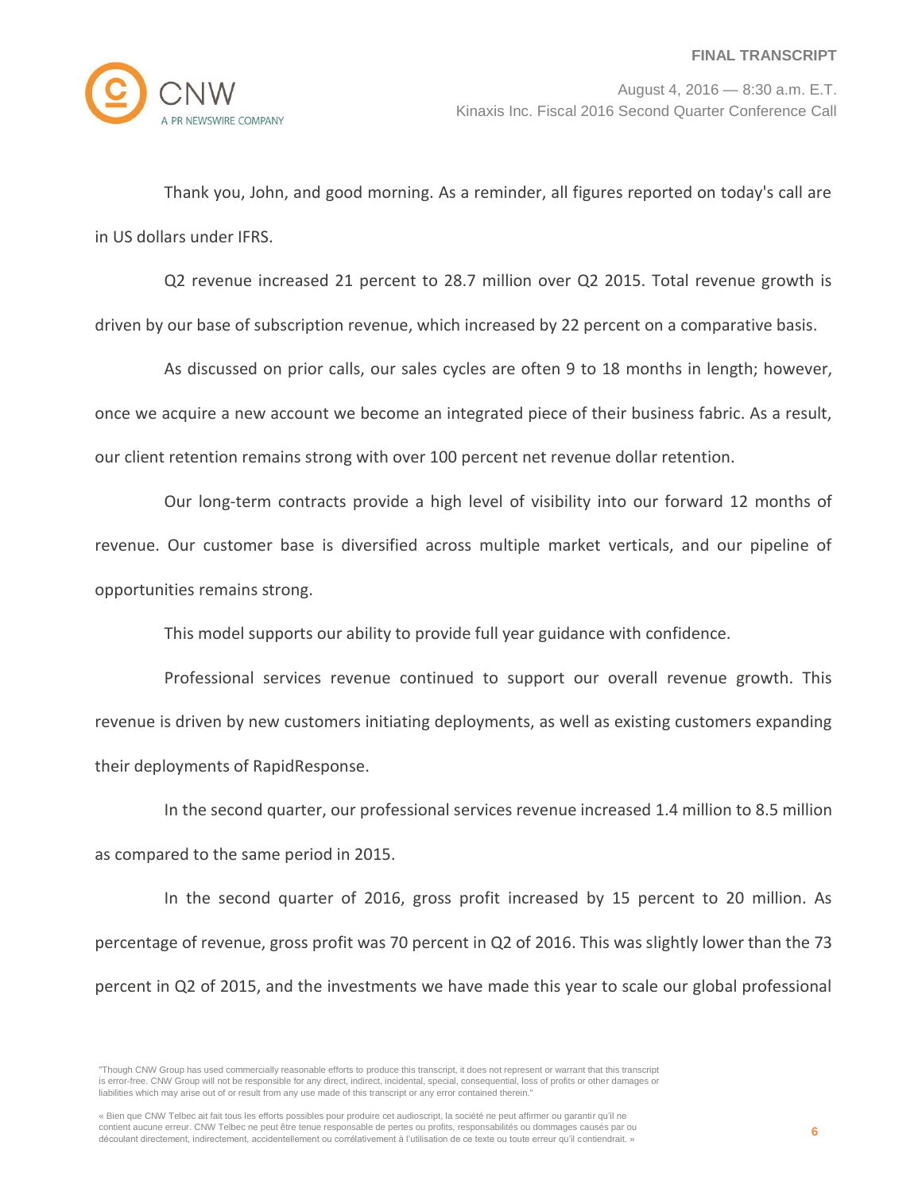Thank you, John, and good morning. As a reminder, all figures reported on today's call are in US dollars under IFRS.

Q2 revenue increased 21 percent to 28.7 million over Q2 2015. Total revenue growth is driven by our base of subscription revenue, which increased by 22 percent on a comparative basis.

As discussed on prior calls, our sales cycles are often 9 to 18 months in length; however, once we acquire a new account we become an integrated piece of their business fabric. As a result, our client retention remains strong with over 100 percent net revenue dollar retention.

Our long-term contracts provide a high level of visibility into our forward 12 months of revenue. Our customer base is diversified across multiple market verticals, and our pipeline of opportunities remains strong.

This model supports our ability to provide full year guidance with confidence.

Professional services revenue continued to support our overall revenue growth. This revenue is driven by new customers initiating deployments, as well as existing customers expanding their deployments of RapidResponse.

In the second quarter, our professional services revenue increased 1.4 million to 8.5 million as compared to the same period in 2015.

In the second quarter of 2016, gross profit increased by 15 percent to 20 million. As percentage of revenue, gross profit was 70 percent in Q2 of 2016. This was slightly lower than the 73 percent in Q2 of 2015, and the investments we have made this year to scale our global professional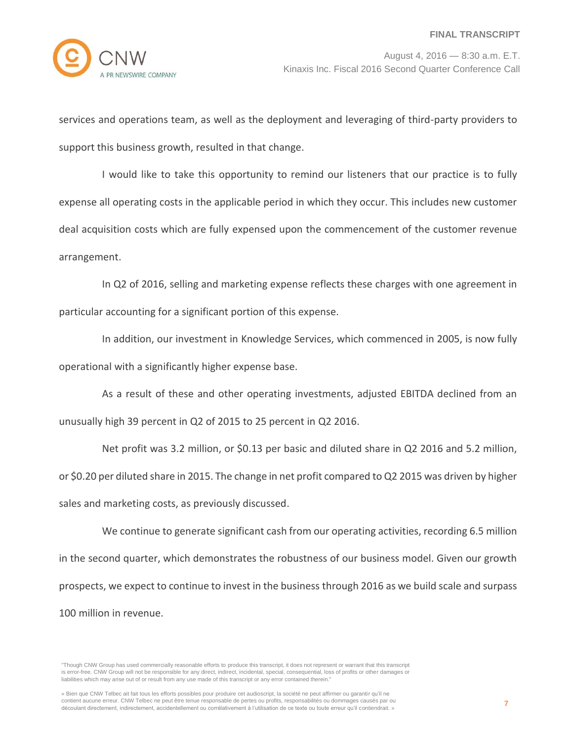services and operations team, as well as the deployment and leveraging of third-party providers to support this business growth, resulted in that change.

I would like to take this opportunity to remind our listeners that our practice is to fully expense all operating costs in the applicable period in which they occur. This includes new customer deal acquisition costs which are fully expensed upon the commencement of the customer revenue arrangement.

In Q2 of 2016, selling and marketing expense reflects these charges with one agreement in particular accounting for a significant portion of this expense.

In addition, our investment in Knowledge Services, which commenced in 2005, is now fully operational with a significantly higher expense base.

As a result of these and other operating investments, adjusted EBITDA declined from an unusually high 39 percent in Q2 of 2015 to 25 percent in Q2 2016.

Net profit was 3.2 million, or $0.13 per basic and diluted share in Q2 2016 and 5.2 million, or $0.20 per diluted share in 2015. The change in net profit compared to Q2 2015 was driven by higher sales and marketing costs, as previously discussed.

We continue to generate significant cash from our operating activities, recording 6.5 million in the second quarter, which demonstrates the robustness of our business model. Given our growth prospects, we expect to continue to invest in the business through 2016 as we build scale and surpass 100 million in revenue.

"Though CNW Group has used commercially reasonable efforts to produce this transcript, it does not represent or warrant that this transcript is error-free. CNW Group will not be responsible for any direct, indirect, incidental, special, consequential, loss of profits or other damages or liabilities which may arise out of or result from any use made of this transcript or any error contained therein."

« Bien que CNW Telbec ait fait tous les efforts possibles pour produire cet audioscript, la société ne peut affirmer ou garantir qu'il ne contient aucune erreur. CNW Telbec ne peut être tenue responsable de pertes ou profits, responsabilités ou dommages causés par ou découlant directement, indirectement, accidentellement ou corrélativement à l'utilisation de ce texte ou toute erreur qu'il contiendrait. »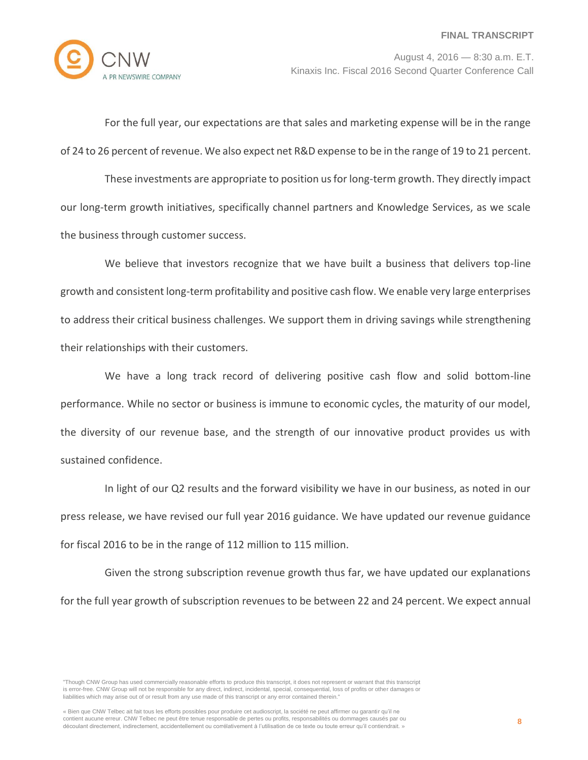For the full year, our expectations are that sales and marketing expense will be in the range of 24 to 26 percent of revenue. We also expect net R&D expense to be in the range of 19 to 21 percent.

These investments are appropriate to position us for long-term growth. They directly impact our long-term growth initiatives, specifically channel partners and Knowledge Services, as we scale the business through customer success.

We believe that investors recognize that we have built a business that delivers top-line growth and consistent long-term profitability and positive cash flow. We enable very large enterprises to address their critical business challenges. We support them in driving savings while strengthening their relationships with their customers.

We have a long track record of delivering positive cash flow and solid bottom-line performance. While no sector or business is immune to economic cycles, the maturity of our model, the diversity of our revenue base, and the strength of our innovative product provides us with sustained confidence.

In light of our Q2 results and the forward visibility we have in our business, as noted in our press release, we have revised our full year 2016 guidance. We have updated our revenue guidance for fiscal 2016 to be in the range of 112 million to 115 million.

Given the strong subscription revenue growth thus far, we have updated our explanations for the full year growth of subscription revenues to be between 22 and 24 percent. We expect annual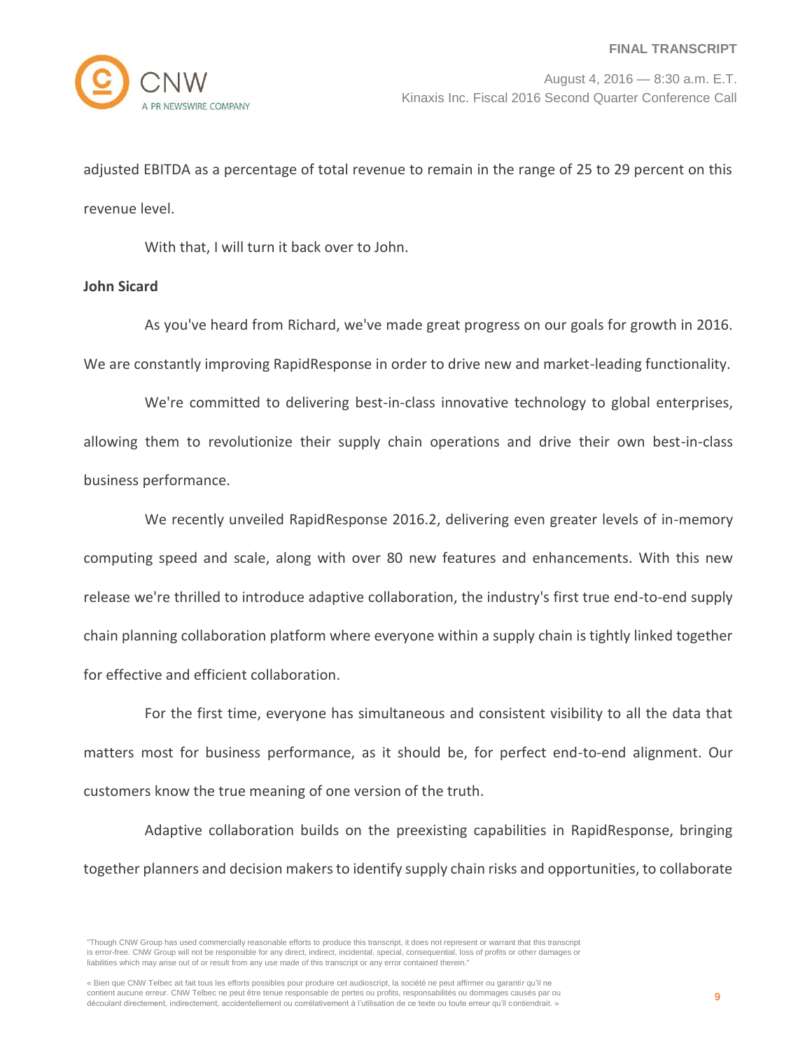adjusted EBITDA as a percentage of total revenue to remain in the range of 25 to 29 percent on this revenue level.

With that, I will turn it back over to John.

**John Sicard**

As you've heard from Richard, we've made great progress on our goals for growth in 2016. We are constantly improving RapidResponse in order to drive new and market-leading functionality.

We're committed to delivering best-in-class innovative technology to global enterprises, allowing them to revolutionize their supply chain operations and drive their own best-in-class business performance.

We recently unveiled RapidResponse 2016.2, delivering even greater levels of in-memory computing speed and scale, along with over 80 new features and enhancements. With this new release we're thrilled to introduce adaptive collaboration, the industry's first true end-to-end supply chain planning collaboration platform where everyone within a supply chain is tightly linked together for effective and efficient collaboration.

For the first time, everyone has simultaneous and consistent visibility to all the data that matters most for business performance, as it should be, for perfect end-to-end alignment. Our customers know the true meaning of one version of the truth.

Adaptive collaboration builds on the preexisting capabilities in RapidResponse, bringing together planners and decision makers to identify supply chain risks and opportunities, to collaborate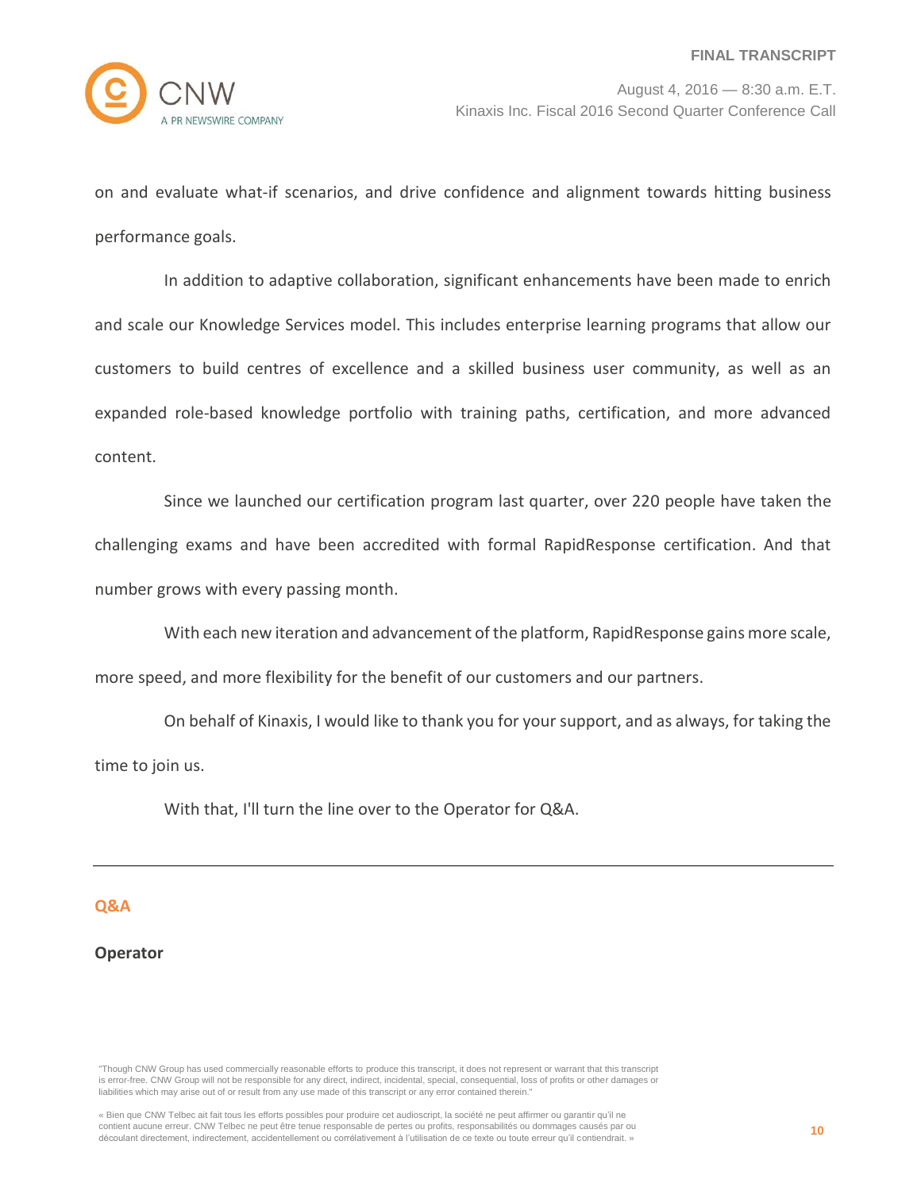on and evaluate what-if scenarios, and drive confidence and alignment towards hitting business performance goals.

In addition to adaptive collaboration, significant enhancements have been made to enrich and scale our Knowledge Services model. This includes enterprise learning programs that allow our customers to build centres of excellence and a skilled business user community, as well as an expanded role-based knowledge portfolio with training paths, certification, and more advanced content.

Since we launched our certification program last quarter, over 220 people have taken the challenging exams and have been accredited with formal RapidResponse certification. And that number grows with every passing month.

With each new iteration and advancement of the platform, RapidResponse gains more scale, more speed, and more flexibility for the benefit of our customers and our partners.

On behalf of Kinaxis, I would like to thank you for your support, and as always, for taking the time to join us.

With that, I'll turn the line over to the Operator for Q&A.

---

## Q&A

**Operator**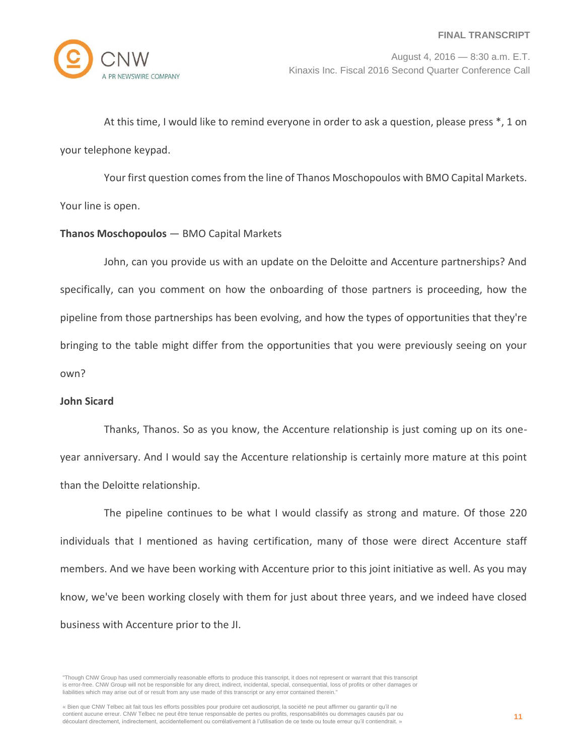At this time, I would like to remind everyone in order to ask a question, please press *, 1 on your telephone keypad.

Your first question comes from the line of Thanos Moschopoulos with BMO Capital Markets. Your line is open.

**Thanos Moschopoulos** — BMO Capital Markets

John, can you provide us with an update on the Deloitte and Accenture partnerships? And specifically, can you comment on how the onboarding of those partners is proceeding, how the pipeline from those partnerships has been evolving, and how the types of opportunities that they're bringing to the table might differ from the opportunities that you were previously seeing on your own?

**John Sicard**

Thanks, Thanos. So as you know, the Accenture relationship is just coming up on its one-year anniversary. And I would say the Accenture relationship is certainly more mature at this point than the Deloitte relationship.

The pipeline continues to be what I would classify as strong and mature. Of those 220 individuals that I mentioned as having certification, many of those were direct Accenture staff members. And we have been working with Accenture prior to this joint initiative as well. As you may know, we've been working closely with them for just about three years, and we indeed have closed business with Accenture prior to the JI.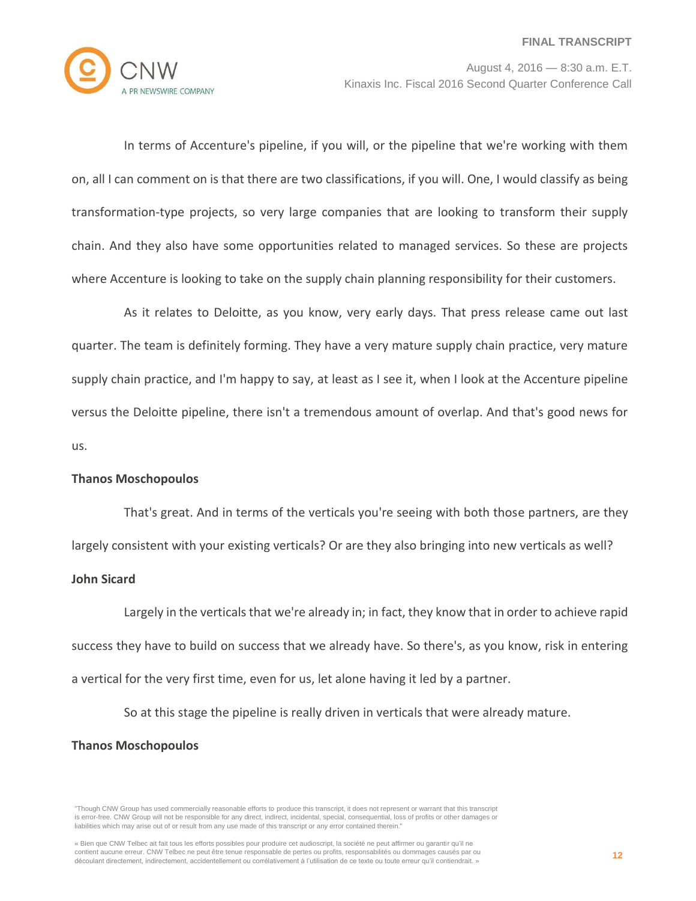In terms of Accenture's pipeline, if you will, or the pipeline that we're working with them on, all I can comment on is that there are two classifications, if you will. One, I would classify as being transformation-type projects, so very large companies that are looking to transform their supply chain. And they also have some opportunities related to managed services. So these are projects where Accenture is looking to take on the supply chain planning responsibility for their customers.

As it relates to Deloitte, as you know, very early days. That press release came out last quarter. The team is definitely forming. They have a very mature supply chain practice, very mature supply chain practice, and I'm happy to say, at least as I see it, when I look at the Accenture pipeline versus the Deloitte pipeline, there isn't a tremendous amount of overlap. And that's good news for us.

**Thanos Moschopoulos**

That's great. And in terms of the verticals you're seeing with both those partners, are they largely consistent with your existing verticals? Or are they also bringing into new verticals as well?

**John Sicard**

Largely in the verticals that we're already in; in fact, they know that in order to achieve rapid success they have to build on success that we already have. So there's, as you know, risk in entering a vertical for the very first time, even for us, let alone having it led by a partner.

So at this stage the pipeline is really driven in verticals that were already mature.

**Thanos Moschopoulos**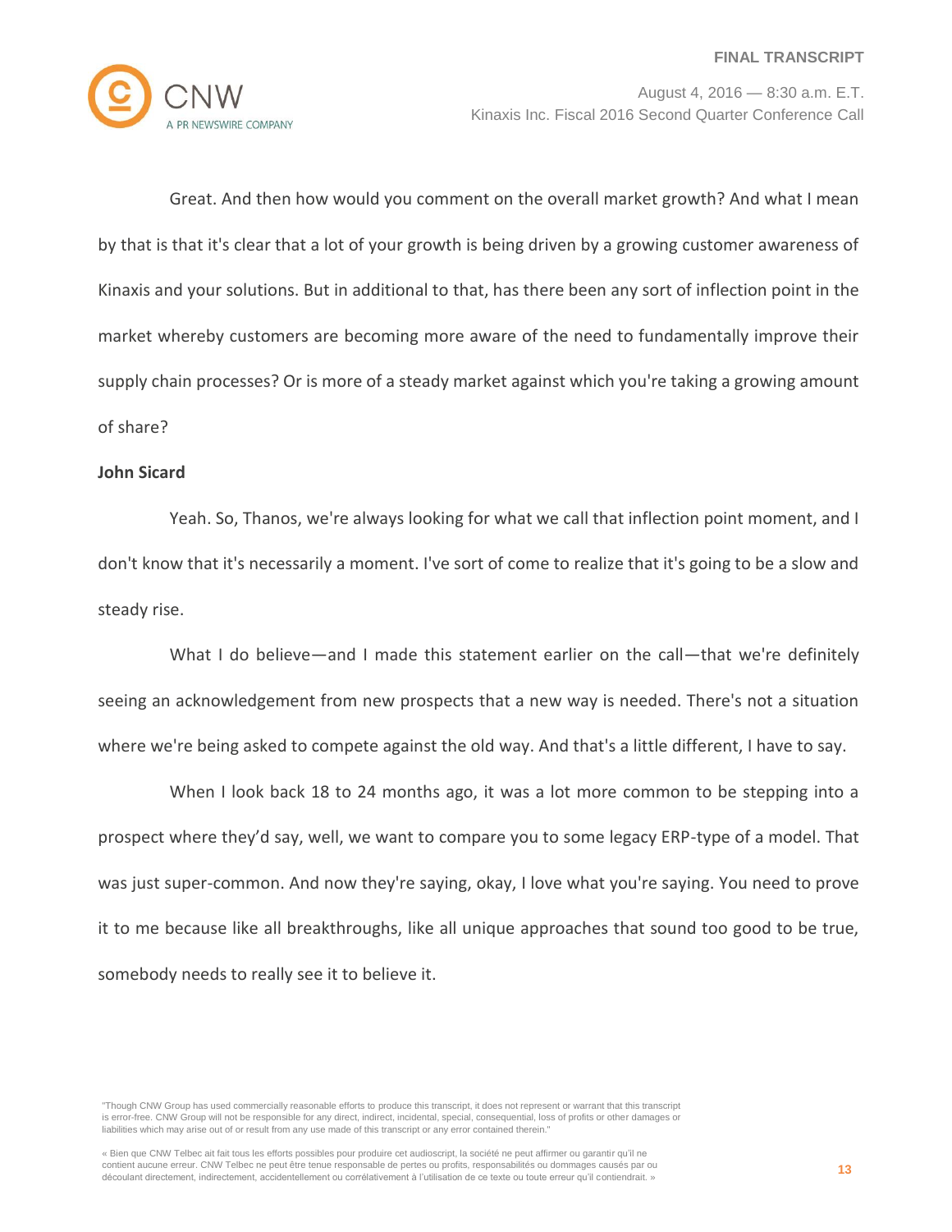Great. And then how would you comment on the overall market growth? And what I mean by that is that it's clear that a lot of your growth is being driven by a growing customer awareness of Kinaxis and your solutions. But in additional to that, has there been any sort of inflection point in the market whereby customers are becoming more aware of the need to fundamentally improve their supply chain processes? Or is more of a steady market against which you're taking a growing amount of share?

**John Sicard**

Yeah. So, Thanos, we're always looking for what we call that inflection point moment, and I don't know that it's necessarily a moment. I've sort of come to realize that it's going to be a slow and steady rise.

What I do believe—and I made this statement earlier on the call—that we're definitely seeing an acknowledgement from new prospects that a new way is needed. There's not a situation where we're being asked to compete against the old way. And that's a little different, I have to say.

When I look back 18 to 24 months ago, it was a lot more common to be stepping into a prospect where they'd say, well, we want to compare you to some legacy ERP-type of a model. That was just super-common. And now they're saying, okay, I love what you're saying. You need to prove it to me because like all breakthroughs, like all unique approaches that sound too good to be true, somebody needs to really see it to believe it.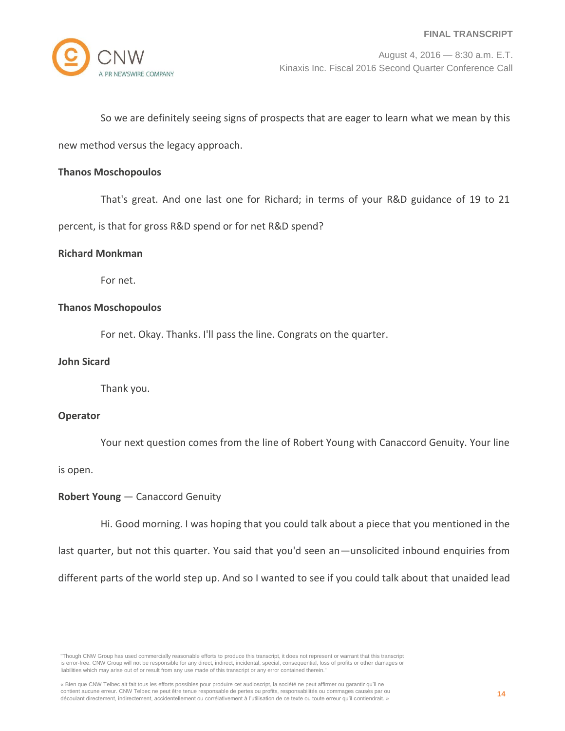So we are definitely seeing signs of prospects that are eager to learn what we mean by this new method versus the legacy approach.

**Thanos Moschopoulos**

That's great. And one last one for Richard; in terms of your R&D guidance of 19 to 21 percent, is that for gross R&D spend or for net R&D spend?

**Richard Monkman**

For net.

**Thanos Moschopoulos**

For net. Okay. Thanks. I'll pass the line. Congrats on the quarter.

**John Sicard**

Thank you.

**Operator**

Your next question comes from the line of Robert Young with Canaccord Genuity. Your line is open.

**Robert Young** — Canaccord Genuity

Hi. Good morning. I was hoping that you could talk about a piece that you mentioned in the last quarter, but not this quarter. You said that you'd seen an—unsolicited inbound enquiries from different parts of the world step up. And so I wanted to see if you could talk about that unaided lead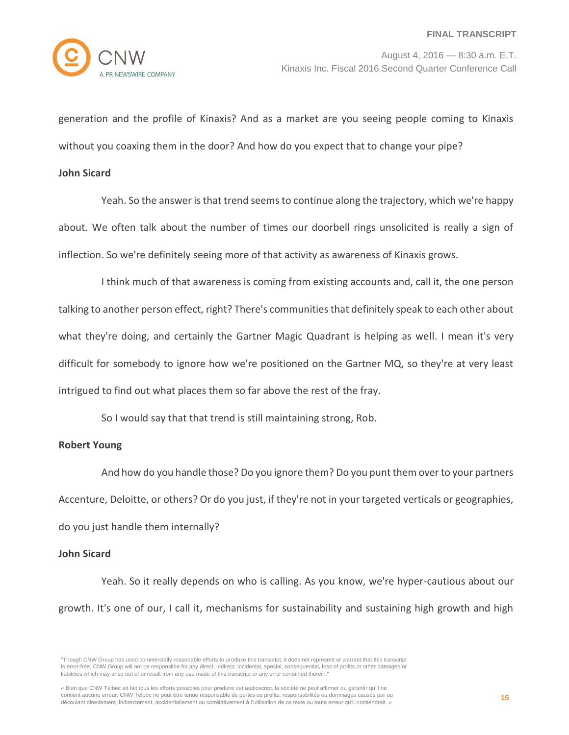generation and the profile of Kinaxis? And as a market are you seeing people coming to Kinaxis without you coaxing them in the door? And how do you expect that to change your pipe?

**John Sicard**

Yeah. So the answer is that trend seems to continue along the trajectory, which we're happy about. We often talk about the number of times our doorbell rings unsolicited is really a sign of inflection. So we're definitely seeing more of that activity as awareness of Kinaxis grows.

I think much of that awareness is coming from existing accounts and, call it, the one person talking to another person effect, right? There's communities that definitely speak to each other about what they're doing, and certainly the Gartner Magic Quadrant is helping as well. I mean it's very difficult for somebody to ignore how we're positioned on the Gartner MQ, so they're at very least intrigued to find out what places them so far above the rest of the fray.

So I would say that that trend is still maintaining strong, Rob.

**Robert Young**

And how do you handle those? Do you ignore them? Do you punt them over to your partners Accenture, Deloitte, or others? Or do you just, if they're not in your targeted verticals or geographies, do you just handle them internally?

**John Sicard**

Yeah. So it really depends on who is calling. As you know, we're hyper-cautious about our growth. It's one of our, I call it, mechanisms for sustainability and sustaining high growth and high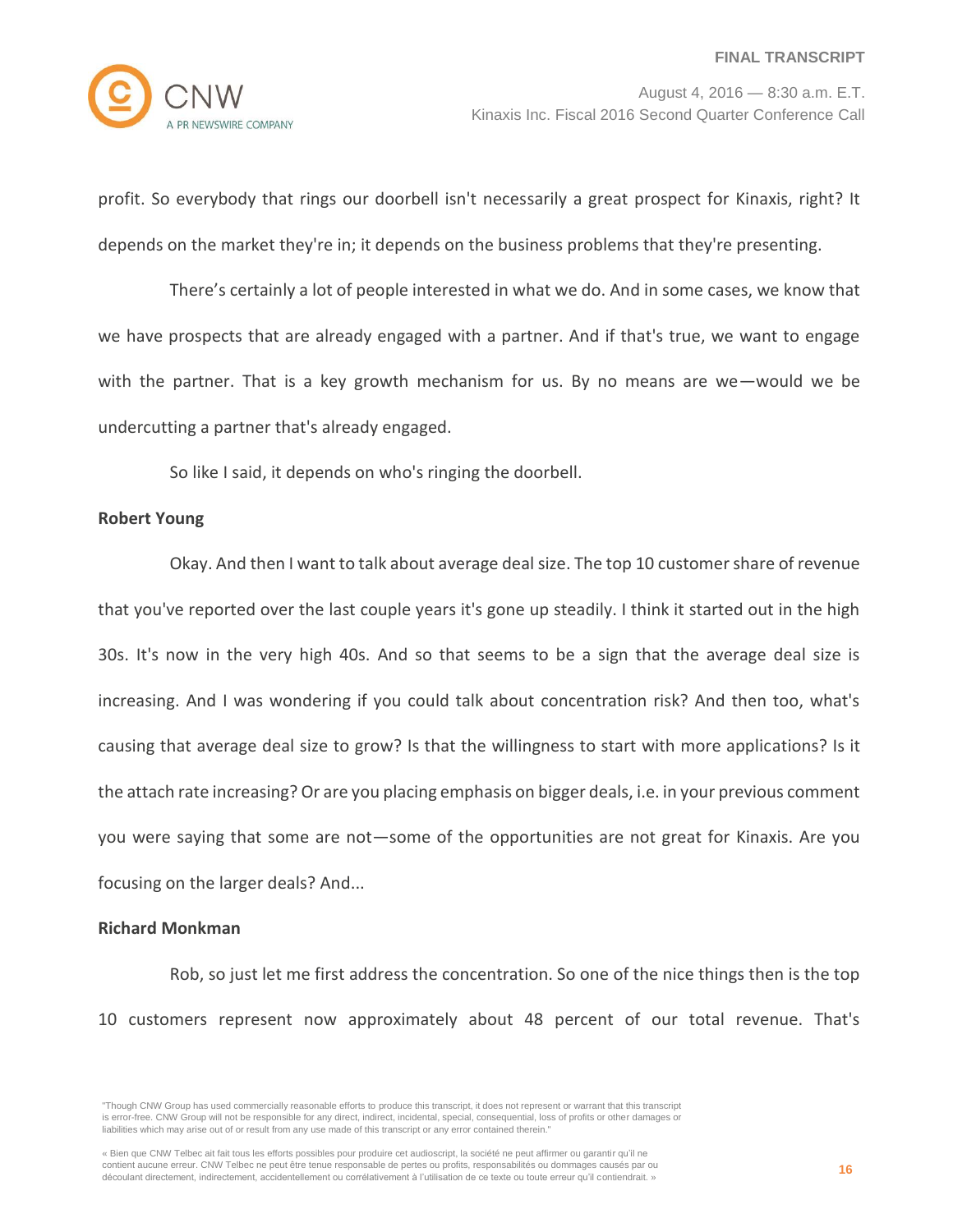profit. So everybody that rings our doorbell isn't necessarily a great prospect for Kinaxis, right? It depends on the market they're in; it depends on the business problems that they're presenting.

There's certainly a lot of people interested in what we do. And in some cases, we know that we have prospects that are already engaged with a partner. And if that's true, we want to engage with the partner. That is a key growth mechanism for us. By no means are we—would we be undercutting a partner that's already engaged.

So like I said, it depends on who's ringing the doorbell.

**Robert Young**

Okay. And then I want to talk about average deal size. The top 10 customer share of revenue that you've reported over the last couple years it's gone up steadily. I think it started out in the high 30s. It's now in the very high 40s. And so that seems to be a sign that the average deal size is increasing. And I was wondering if you could talk about concentration risk? And then too, what's causing that average deal size to grow? Is that the willingness to start with more applications? Is it the attach rate increasing? Or are you placing emphasis on bigger deals, i.e. in your previous comment you were saying that some are not—some of the opportunities are not great for Kinaxis. Are you focusing on the larger deals? And...

**Richard Monkman**

Rob, so just let me first address the concentration. So one of the nice things then is the top 10 customers represent now approximately about 48 percent of our total revenue. That's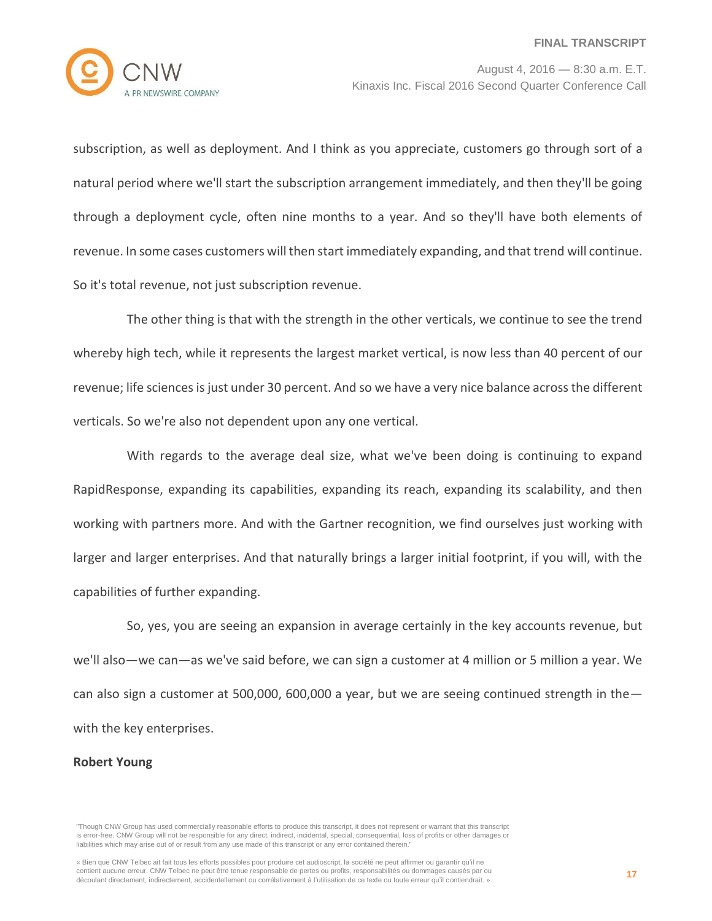subscription, as well as deployment. And I think as you appreciate, customers go through sort of a natural period where we'll start the subscription arrangement immediately, and then they'll be going through a deployment cycle, often nine months to a year. And so they'll have both elements of revenue. In some cases customers will then start immediately expanding, and that trend will continue. So it's total revenue, not just subscription revenue.

The other thing is that with the strength in the other verticals, we continue to see the trend whereby high tech, while it represents the largest market vertical, is now less than 40 percent of our revenue; life sciences is just under 30 percent. And so we have a very nice balance across the different verticals. So we're also not dependent upon any one vertical.

With regards to the average deal size, what we've been doing is continuing to expand RapidResponse, expanding its capabilities, expanding its reach, expanding its scalability, and then working with partners more. And with the Gartner recognition, we find ourselves just working with larger and larger enterprises. And that naturally brings a larger initial footprint, if you will, with the capabilities of further expanding.

So, yes, you are seeing an expansion in average certainly in the key accounts revenue, but we'll also—we can—as we've said before, we can sign a customer at 4 million or 5 million a year. We can also sign a customer at 500,000, 600,000 a year, but we are seeing continued strength in the—with the key enterprises.

**Robert Young**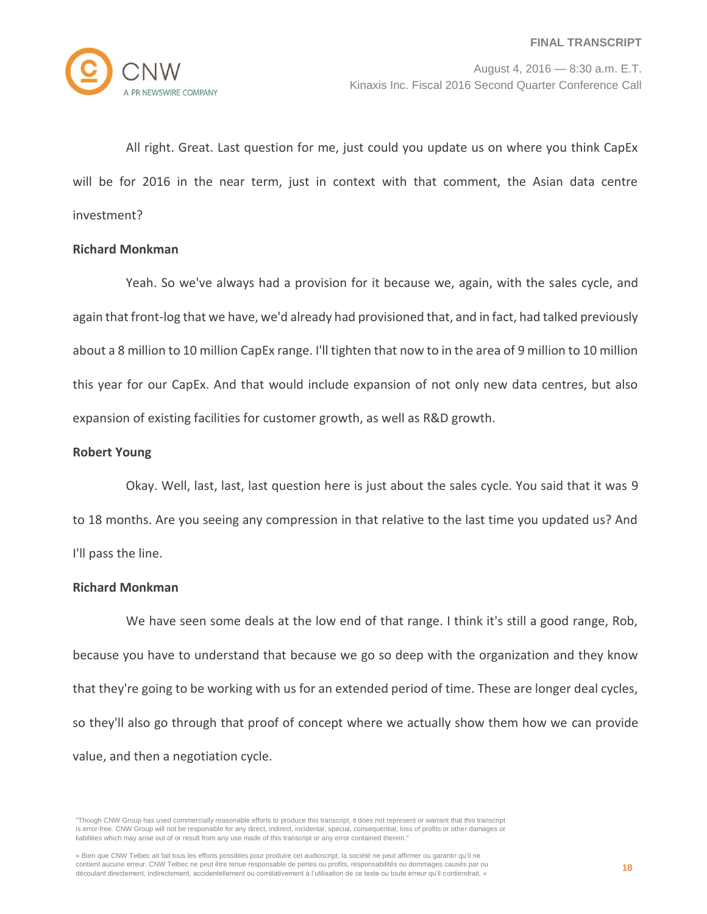All right. Great. Last question for me, just could you update us on where you think CapEx will be for 2016 in the near term, just in context with that comment, the Asian data centre investment?

**Richard Monkman**

Yeah. So we've always had a provision for it because we, again, with the sales cycle, and again that front-log that we have, we'd already had provisioned that, and in fact, had talked previously about a 8 million to 10 million CapEx range. I'll tighten that now to in the area of 9 million to 10 million this year for our CapEx. And that would include expansion of not only new data centres, but also expansion of existing facilities for customer growth, as well as R&D growth.

**Robert Young**

Okay. Well, last, last, last question here is just about the sales cycle. You said that it was 9 to 18 months. Are you seeing any compression in that relative to the last time you updated us? And I'll pass the line.

**Richard Monkman**

We have seen some deals at the low end of that range. I think it's still a good range, Rob, because you have to understand that because we go so deep with the organization and they know that they're going to be working with us for an extended period of time. These are longer deal cycles, so they'll also go through that proof of concept where we actually show them how we can provide value, and then a negotiation cycle.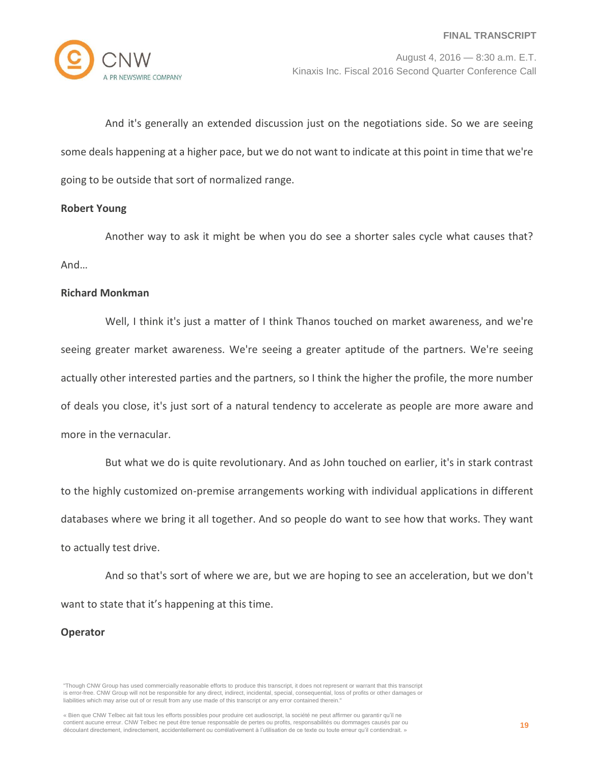And it's generally an extended discussion just on the negotiations side. So we are seeing some deals happening at a higher pace, but we do not want to indicate at this point in time that we're going to be outside that sort of normalized range.

**Robert Young**

Another way to ask it might be when you do see a shorter sales cycle what causes that? And…

**Richard Monkman**

Well, I think it's just a matter of I think Thanos touched on market awareness, and we're seeing greater market awareness. We're seeing a greater aptitude of the partners. We're seeing actually other interested parties and the partners, so I think the higher the profile, the more number of deals you close, it's just sort of a natural tendency to accelerate as people are more aware and more in the vernacular.

But what we do is quite revolutionary. And as John touched on earlier, it's in stark contrast to the highly customized on-premise arrangements working with individual applications in different databases where we bring it all together. And so people do want to see how that works. They want to actually test drive.

And so that's sort of where we are, but we are hoping to see an acceleration, but we don't want to state that it's happening at this time.

**Operator**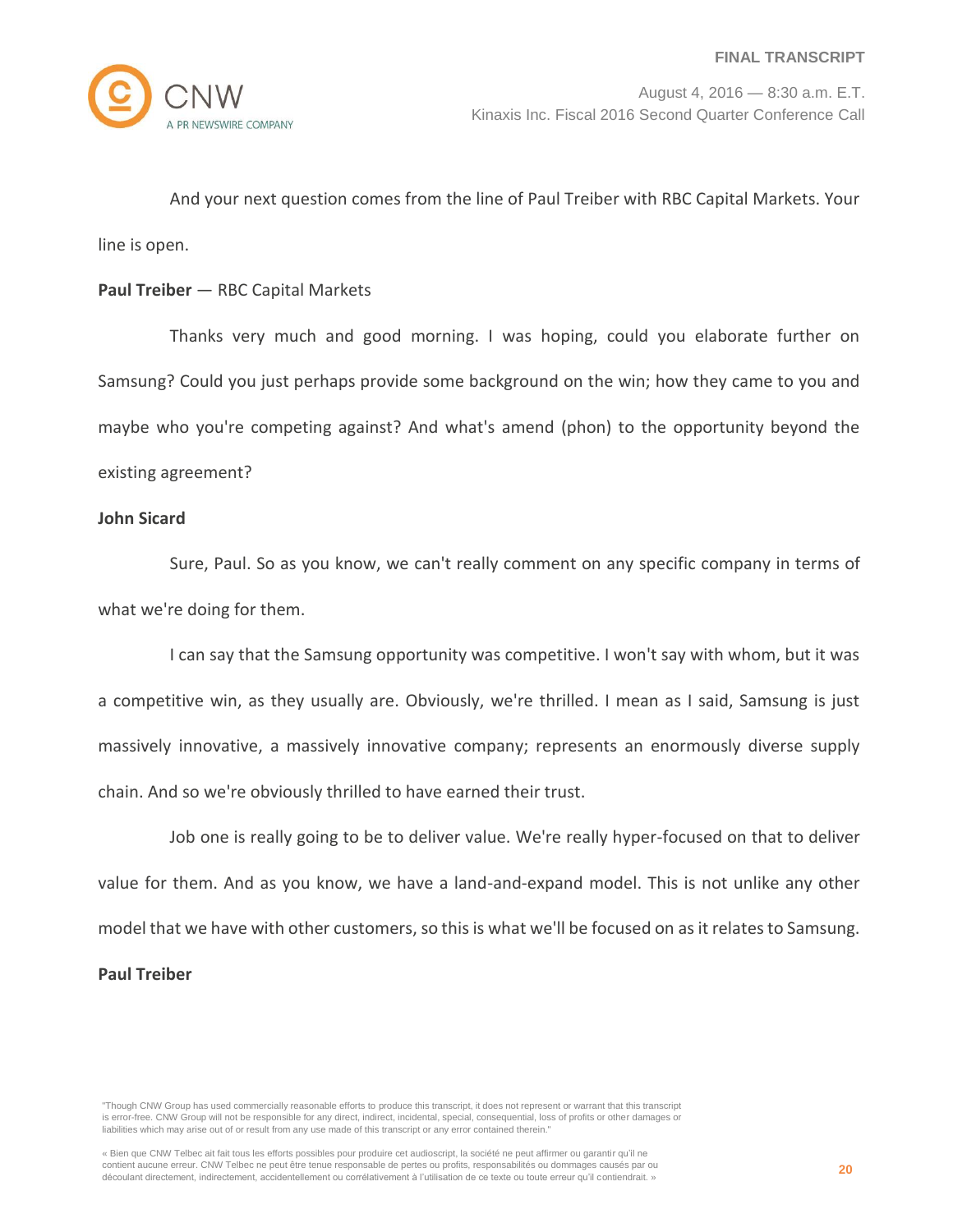And your next question comes from the line of Paul Treiber with RBC Capital Markets. Your line is open.

**Paul Treiber** — RBC Capital Markets

Thanks very much and good morning. I was hoping, could you elaborate further on Samsung? Could you just perhaps provide some background on the win; how they came to you and maybe who you're competing against? And what's amend (phon) to the opportunity beyond the existing agreement?

**John Sicard**

Sure, Paul. So as you know, we can't really comment on any specific company in terms of what we're doing for them.

I can say that the Samsung opportunity was competitive. I won't say with whom, but it was a competitive win, as they usually are. Obviously, we're thrilled. I mean as I said, Samsung is just massively innovative, a massively innovative company; represents an enormously diverse supply chain. And so we're obviously thrilled to have earned their trust.

Job one is really going to be to deliver value. We're really hyper-focused on that to deliver value for them. And as you know, we have a land-and-expand model. This is not unlike any other model that we have with other customers, so this is what we'll be focused on as it relates to Samsung.

**Paul Treiber**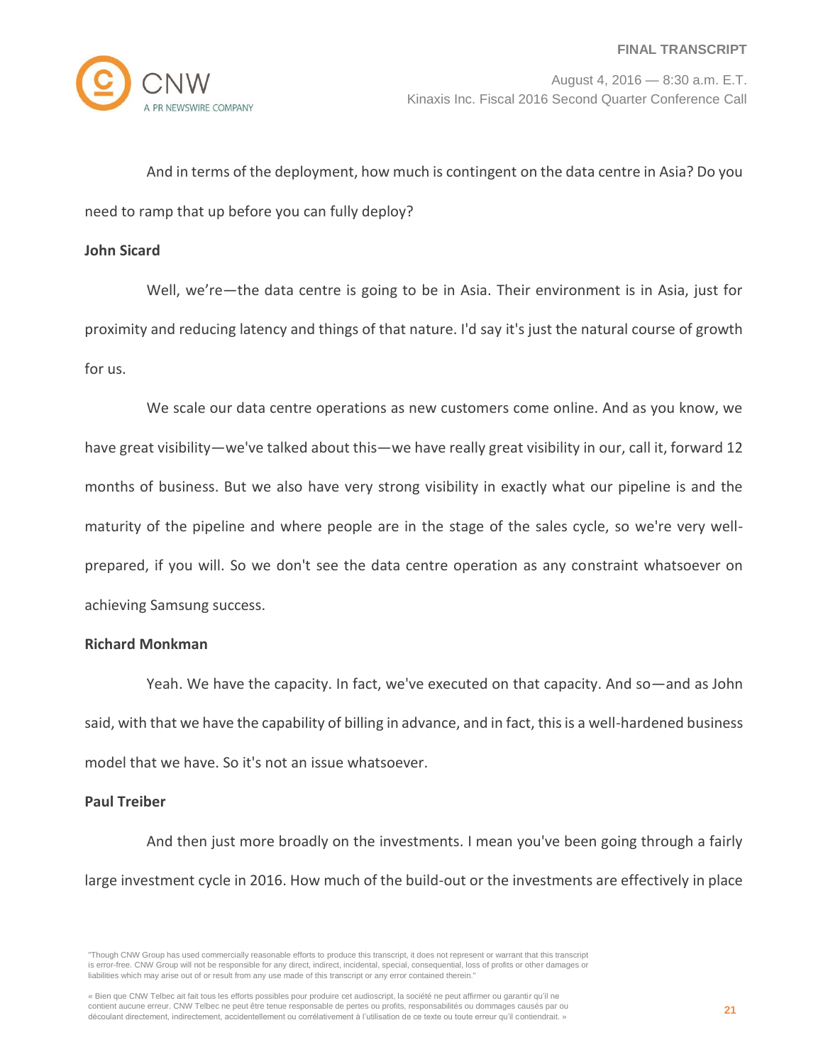And in terms of the deployment, how much is contingent on the data centre in Asia? Do you need to ramp that up before you can fully deploy?

**John Sicard**

Well, we're—the data centre is going to be in Asia. Their environment is in Asia, just for proximity and reducing latency and things of that nature. I'd say it's just the natural course of growth for us.

We scale our data centre operations as new customers come online. And as you know, we have great visibility—we've talked about this—we have really great visibility in our, call it, forward 12 months of business. But we also have very strong visibility in exactly what our pipeline is and the maturity of the pipeline and where people are in the stage of the sales cycle, so we're very well-prepared, if you will. So we don't see the data centre operation as any constraint whatsoever on achieving Samsung success.

**Richard Monkman**

Yeah. We have the capacity. In fact, we've executed on that capacity. And so—and as John said, with that we have the capability of billing in advance, and in fact, this is a well-hardened business model that we have. So it's not an issue whatsoever.

**Paul Treiber**

And then just more broadly on the investments. I mean you've been going through a fairly large investment cycle in 2016. How much of the build-out or the investments are effectively in place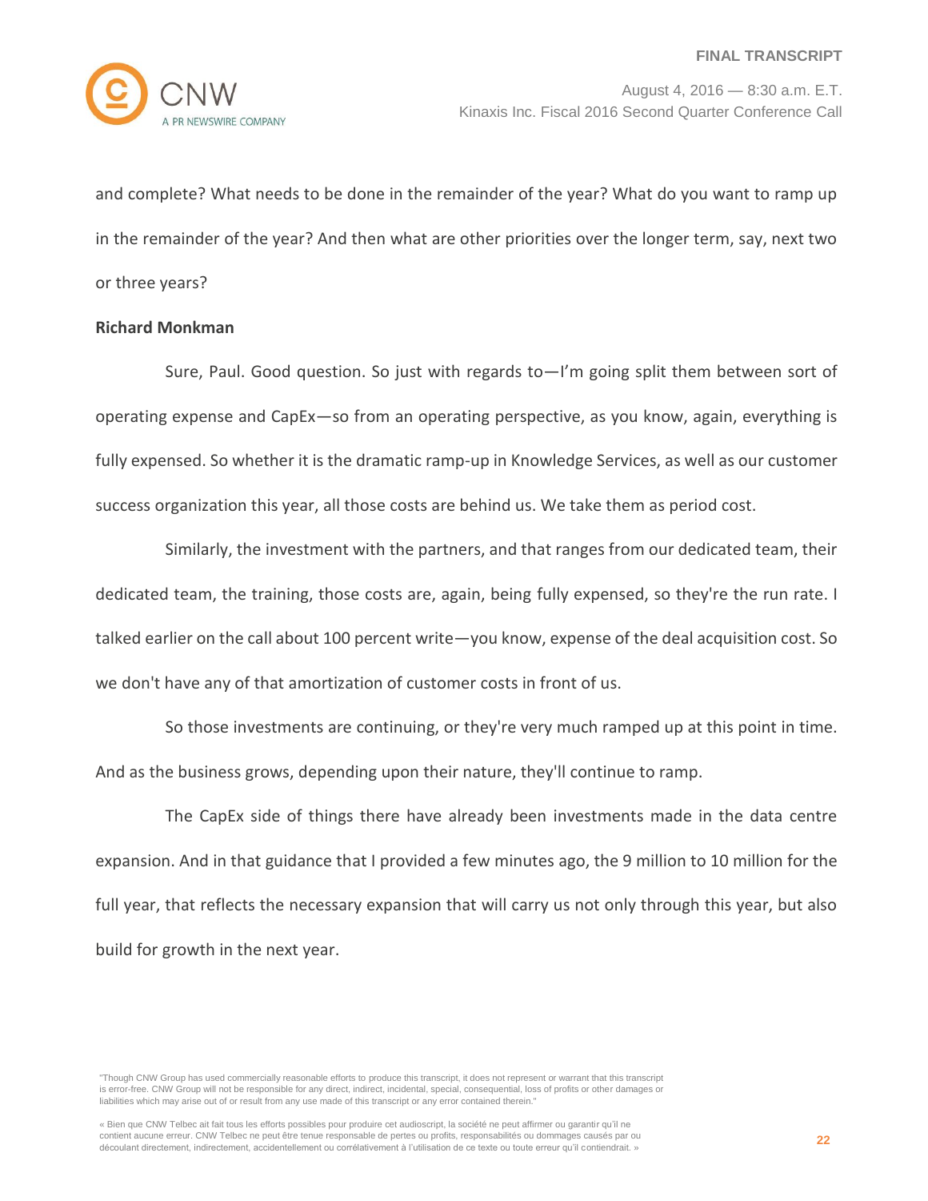and complete? What needs to be done in the remainder of the year? What do you want to ramp up in the remainder of the year? And then what are other priorities over the longer term, say, next two or three years?

**Richard Monkman**

Sure, Paul. Good question. So just with regards to—I'm going split them between sort of operating expense and CapEx—so from an operating perspective, as you know, again, everything is fully expensed. So whether it is the dramatic ramp-up in Knowledge Services, as well as our customer success organization this year, all those costs are behind us. We take them as period cost.

Similarly, the investment with the partners, and that ranges from our dedicated team, their dedicated team, the training, those costs are, again, being fully expensed, so they're the run rate. I talked earlier on the call about 100 percent write—you know, expense of the deal acquisition cost. So we don't have any of that amortization of customer costs in front of us.

So those investments are continuing, or they're very much ramped up at this point in time. And as the business grows, depending upon their nature, they'll continue to ramp.

The CapEx side of things there have already been investments made in the data centre expansion. And in that guidance that I provided a few minutes ago, the 9 million to 10 million for the full year, that reflects the necessary expansion that will carry us not only through this year, but also build for growth in the next year.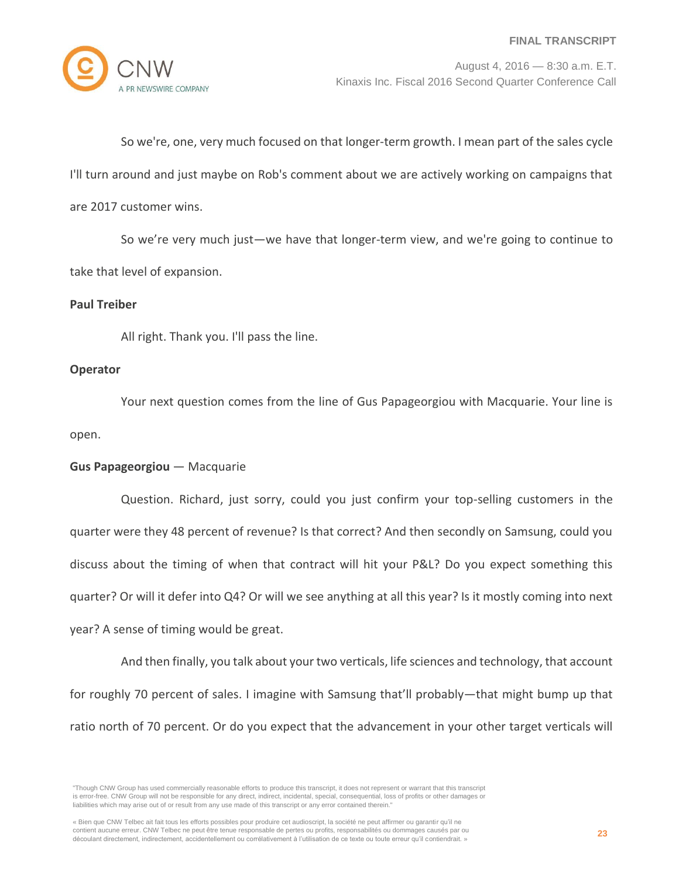So we're, one, very much focused on that longer-term growth. I mean part of the sales cycle I'll turn around and just maybe on Rob's comment about we are actively working on campaigns that are 2017 customer wins.

So we're very much just—we have that longer-term view, and we're going to continue to take that level of expansion.

**Paul Treiber**

All right. Thank you. I'll pass the line.

**Operator**

Your next question comes from the line of Gus Papageorgiou with Macquarie. Your line is open.

**Gus Papageorgiou** — Macquarie

Question. Richard, just sorry, could you just confirm your top-selling customers in the quarter were they 48 percent of revenue? Is that correct? And then secondly on Samsung, could you discuss about the timing of when that contract will hit your P&L? Do you expect something this quarter? Or will it defer into Q4? Or will we see anything at all this year? Is it mostly coming into next year? A sense of timing would be great.

And then finally, you talk about your two verticals, life sciences and technology, that account for roughly 70 percent of sales. I imagine with Samsung that'll probably—that might bump up that ratio north of 70 percent. Or do you expect that the advancement in your other target verticals will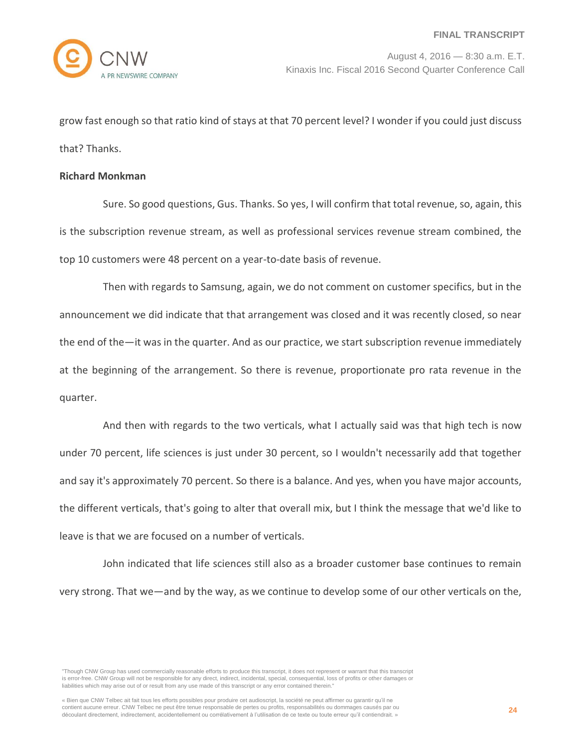grow fast enough so that ratio kind of stays at that 70 percent level? I wonder if you could just discuss that? Thanks.

**Richard Monkman**

Sure. So good questions, Gus. Thanks. So yes, I will confirm that total revenue, so, again, this is the subscription revenue stream, as well as professional services revenue stream combined, the top 10 customers were 48 percent on a year-to-date basis of revenue.

Then with regards to Samsung, again, we do not comment on customer specifics, but in the announcement we did indicate that that arrangement was closed and it was recently closed, so near the end of the—it was in the quarter. And as our practice, we start subscription revenue immediately at the beginning of the arrangement. So there is revenue, proportionate pro rata revenue in the quarter.

And then with regards to the two verticals, what I actually said was that high tech is now under 70 percent, life sciences is just under 30 percent, so I wouldn't necessarily add that together and say it's approximately 70 percent. So there is a balance. And yes, when you have major accounts, the different verticals, that's going to alter that overall mix, but I think the message that we'd like to leave is that we are focused on a number of verticals.

John indicated that life sciences still also as a broader customer base continues to remain very strong. That we—and by the way, as we continue to develop some of our other verticals on the,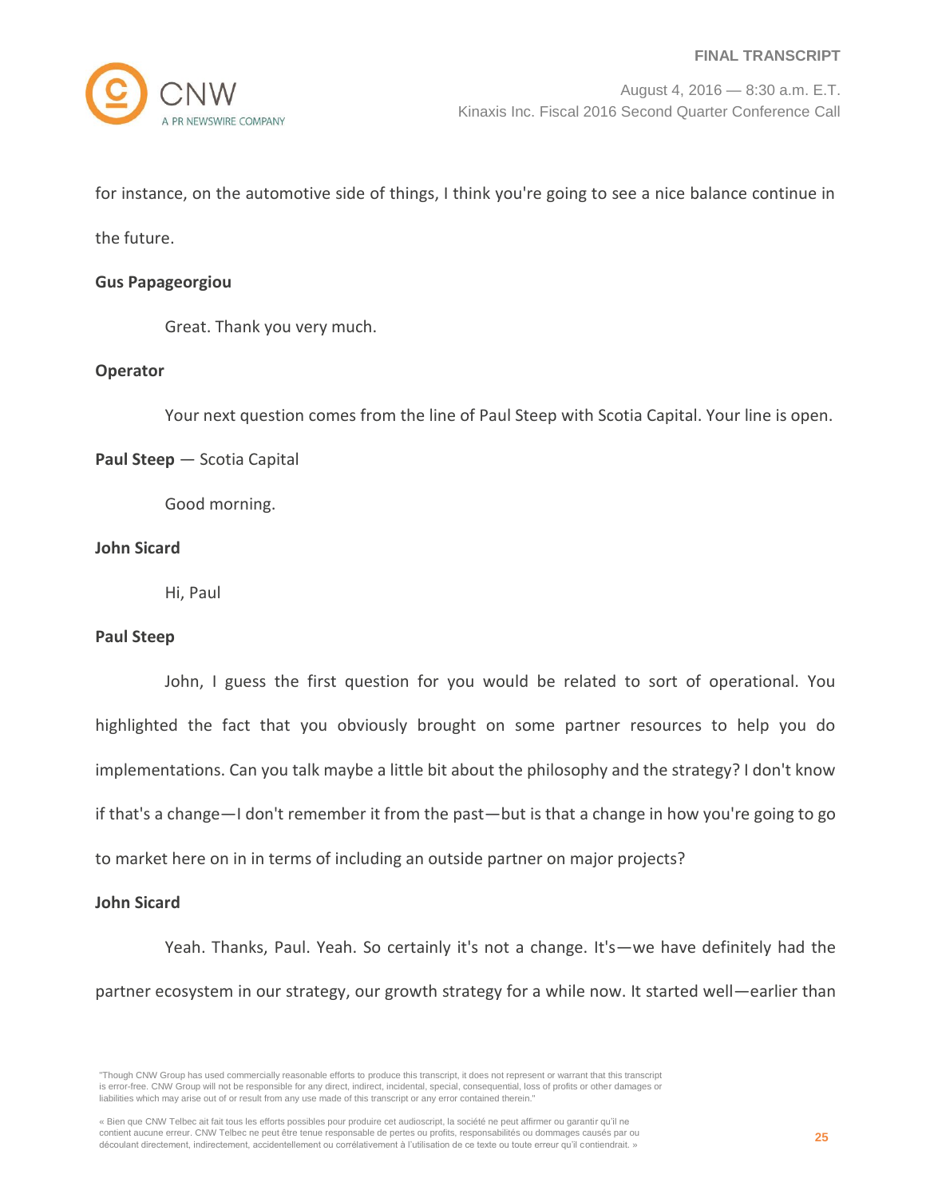for instance, on the automotive side of things, I think you're going to see a nice balance continue in the future.

**Gus Papageorgiou**

Great. Thank you very much.

**Operator**

Your next question comes from the line of Paul Steep with Scotia Capital. Your line is open.

**Paul Steep** — Scotia Capital

Good morning.

**John Sicard**

Hi, Paul

**Paul Steep**

John, I guess the first question for you would be related to sort of operational. You highlighted the fact that you obviously brought on some partner resources to help you do implementations. Can you talk maybe a little bit about the philosophy and the strategy? I don't know if that's a change—I don't remember it from the past—but is that a change in how you're going to go to market here on in in terms of including an outside partner on major projects?

**John Sicard**

Yeah. Thanks, Paul. Yeah. So certainly it's not a change. It's—we have definitely had the partner ecosystem in our strategy, our growth strategy for a while now. It started well—earlier than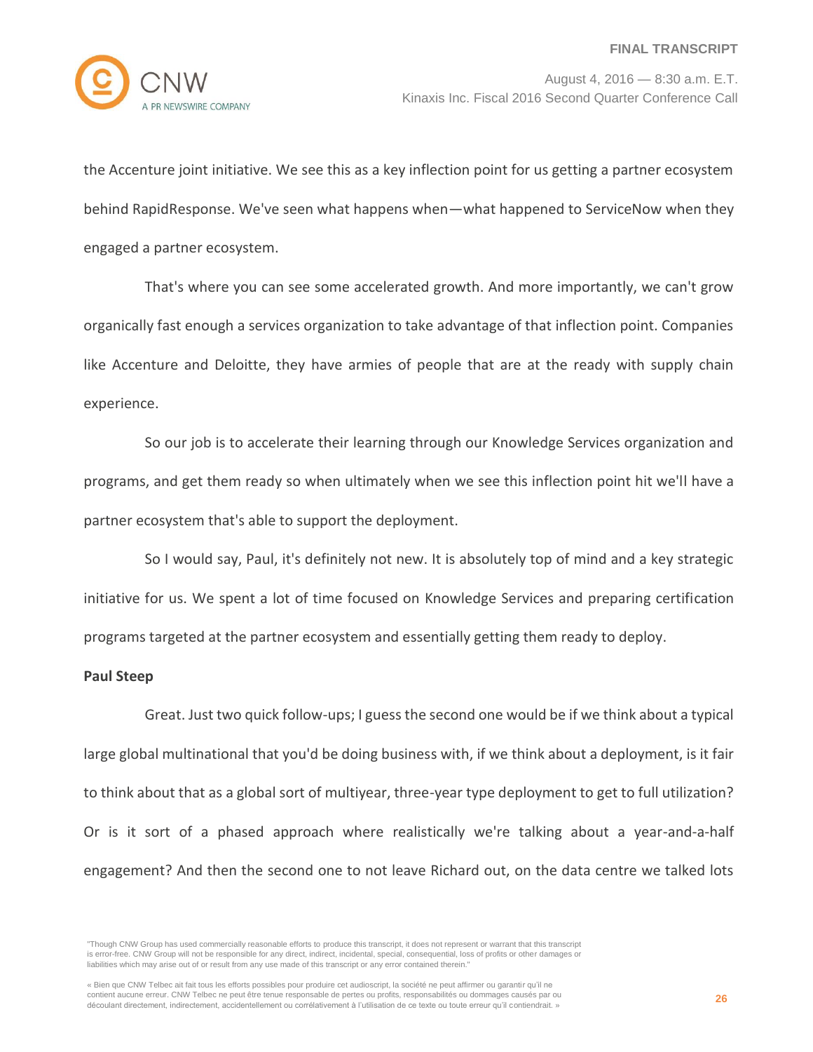the Accenture joint initiative. We see this as a key inflection point for us getting a partner ecosystem behind RapidResponse. We've seen what happens when—what happened to ServiceNow when they engaged a partner ecosystem.

That's where you can see some accelerated growth. And more importantly, we can't grow organically fast enough a services organization to take advantage of that inflection point. Companies like Accenture and Deloitte, they have armies of people that are at the ready with supply chain experience.

So our job is to accelerate their learning through our Knowledge Services organization and programs, and get them ready so when ultimately when we see this inflection point hit we'll have a partner ecosystem that's able to support the deployment.

So I would say, Paul, it's definitely not new. It is absolutely top of mind and a key strategic initiative for us. We spent a lot of time focused on Knowledge Services and preparing certification programs targeted at the partner ecosystem and essentially getting them ready to deploy.

**Paul Steep**

Great. Just two quick follow-ups; I guess the second one would be if we think about a typical large global multinational that you'd be doing business with, if we think about a deployment, is it fair to think about that as a global sort of multiyear, three-year type deployment to get to full utilization? Or is it sort of a phased approach where realistically we're talking about a year-and-a-half engagement? And then the second one to not leave Richard out, on the data centre we talked lots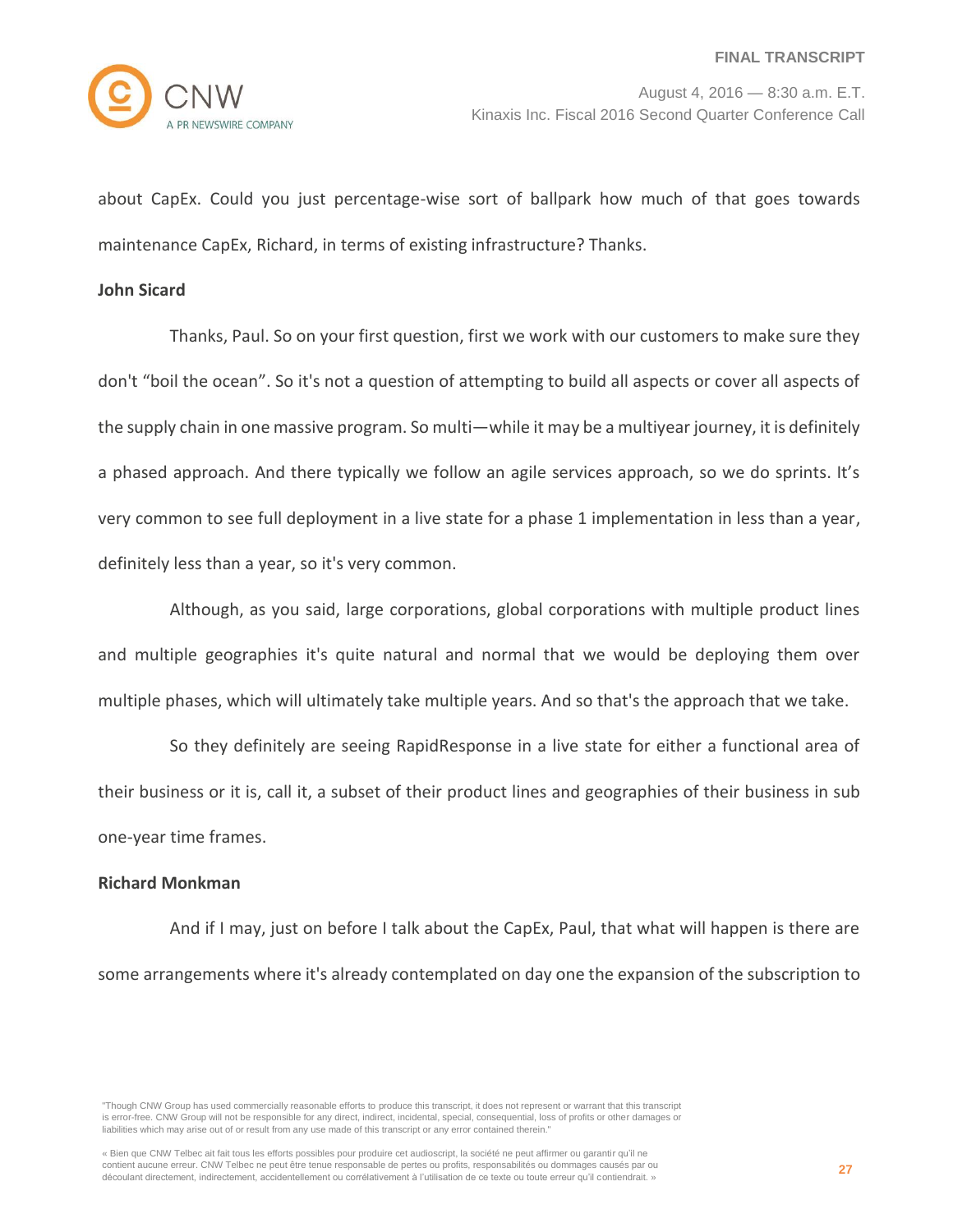about CapEx. Could you just percentage-wise sort of ballpark how much of that goes towards maintenance CapEx, Richard, in terms of existing infrastructure? Thanks.

**John Sicard**

Thanks, Paul. So on your first question, first we work with our customers to make sure they don't "boil the ocean". So it's not a question of attempting to build all aspects or cover all aspects of the supply chain in one massive program. So multi—while it may be a multiyear journey, it is definitely a phased approach. And there typically we follow an agile services approach, so we do sprints. It's very common to see full deployment in a live state for a phase 1 implementation in less than a year, definitely less than a year, so it's very common.

Although, as you said, large corporations, global corporations with multiple product lines and multiple geographies it's quite natural and normal that we would be deploying them over multiple phases, which will ultimately take multiple years. And so that's the approach that we take.

So they definitely are seeing RapidResponse in a live state for either a functional area of their business or it is, call it, a subset of their product lines and geographies of their business in sub one-year time frames.

**Richard Monkman**

And if I may, just on before I talk about the CapEx, Paul, that what will happen is there are some arrangements where it's already contemplated on day one the expansion of the subscription to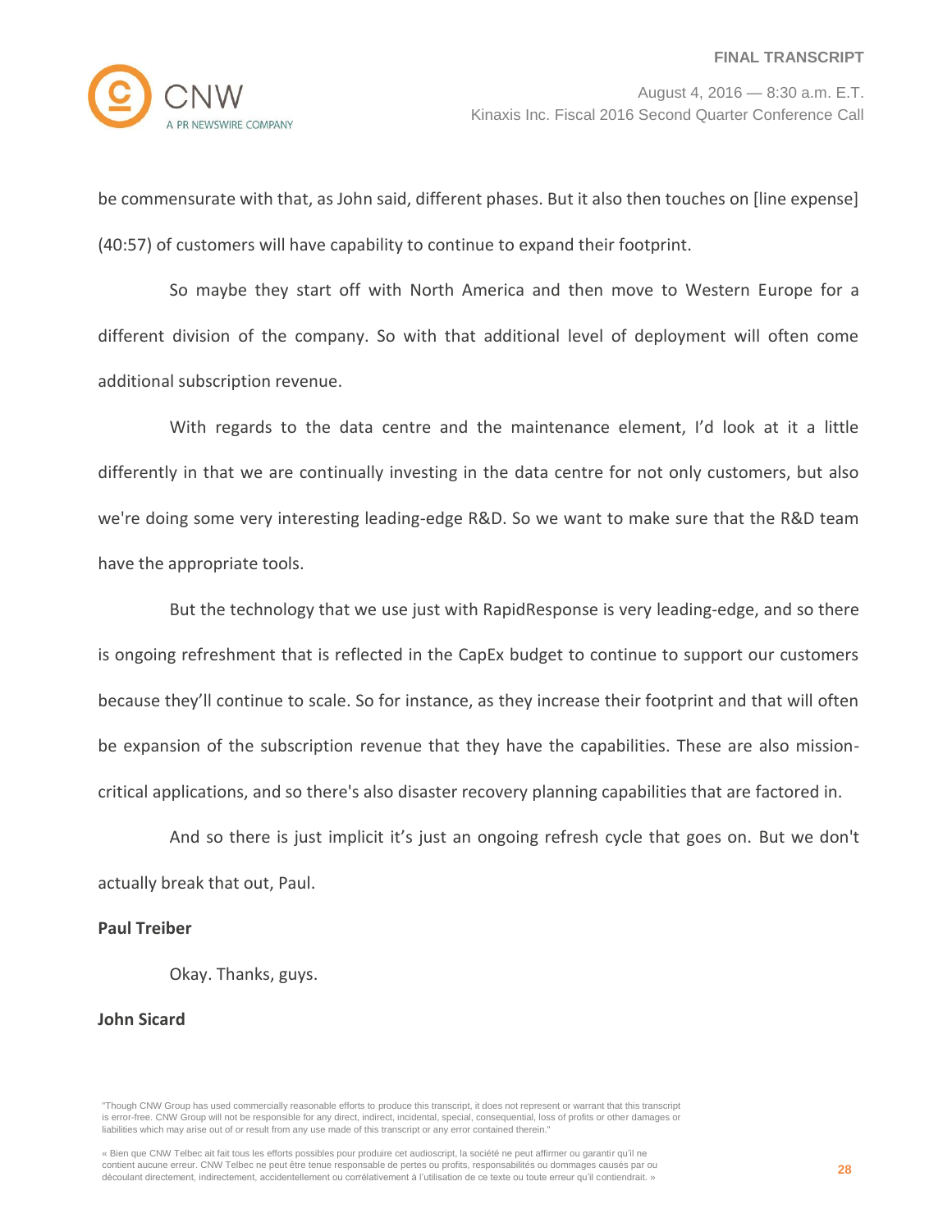be commensurate with that, as John said, different phases. But it also then touches on [line expense] (40:57) of customers will have capability to continue to expand their footprint.

So maybe they start off with North America and then move to Western Europe for a different division of the company. So with that additional level of deployment will often come additional subscription revenue.

With regards to the data centre and the maintenance element, I'd look at it a little differently in that we are continually investing in the data centre for not only customers, but also we're doing some very interesting leading-edge R&D. So we want to make sure that the R&D team have the appropriate tools.

But the technology that we use just with RapidResponse is very leading-edge, and so there is ongoing refreshment that is reflected in the CapEx budget to continue to support our customers because they'll continue to scale. So for instance, as they increase their footprint and that will often be expansion of the subscription revenue that they have the capabilities. These are also mission-critical applications, and so there's also disaster recovery planning capabilities that are factored in.

And so there is just implicit it's just an ongoing refresh cycle that goes on. But we don't actually break that out, Paul.

**Paul Treiber**

Okay. Thanks, guys.

**John Sicard**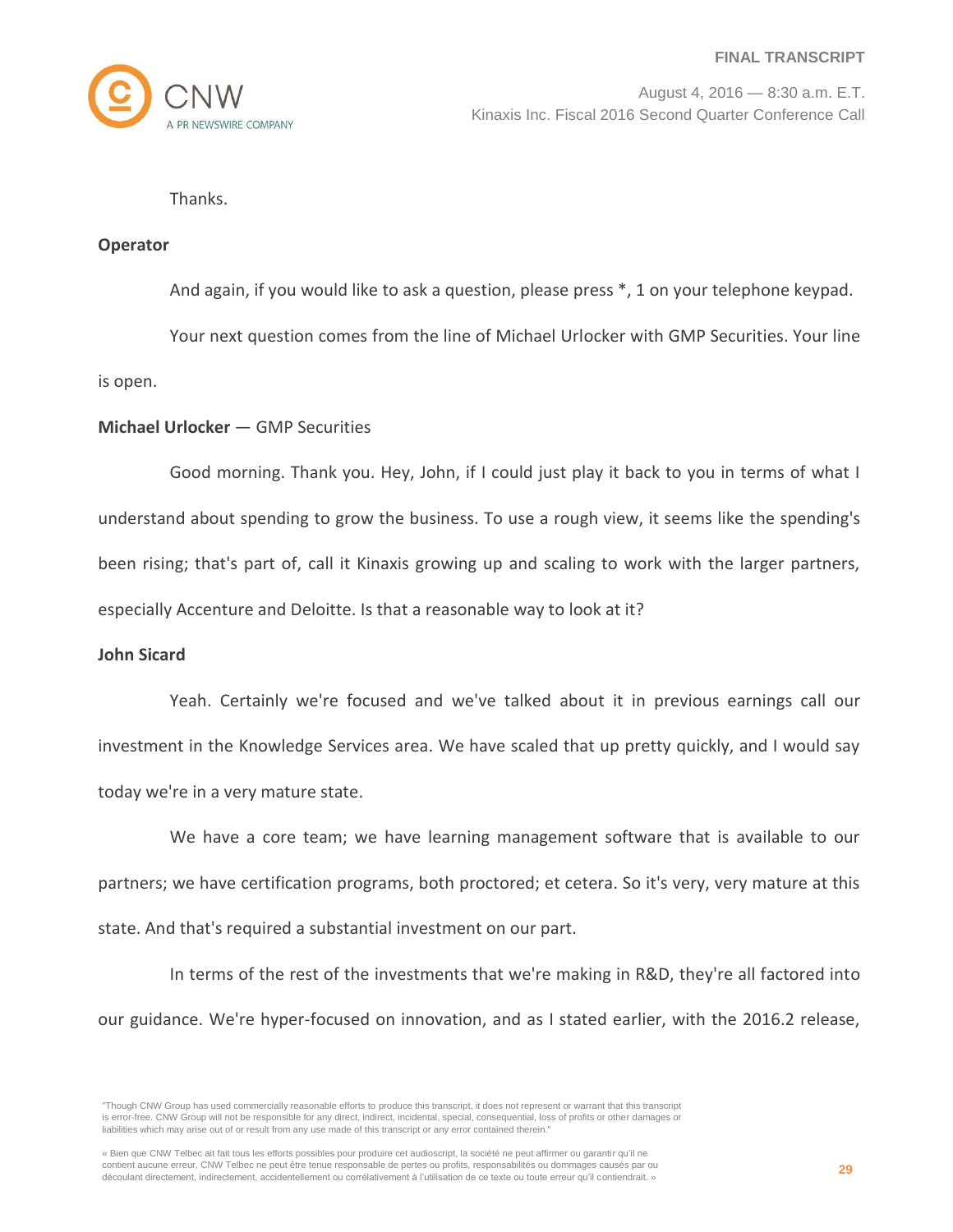Thanks.

**Operator**

And again, if you would like to ask a question, please press *, 1 on your telephone keypad.

Your next question comes from the line of Michael Urlocker with GMP Securities. Your line is open.

**Michael Urlocker** — GMP Securities

Good morning. Thank you. Hey, John, if I could just play it back to you in terms of what I understand about spending to grow the business. To use a rough view, it seems like the spending's been rising; that's part of, call it Kinaxis growing up and scaling to work with the larger partners, especially Accenture and Deloitte. Is that a reasonable way to look at it?

**John Sicard**

Yeah. Certainly we're focused and we've talked about it in previous earnings call our investment in the Knowledge Services area. We have scaled that up pretty quickly, and I would say today we're in a very mature state.

We have a core team; we have learning management software that is available to our partners; we have certification programs, both proctored; et cetera. So it's very, very mature at this state. And that's required a substantial investment on our part.

In terms of the rest of the investments that we're making in R&D, they're all factored into our guidance. We're hyper-focused on innovation, and as I stated earlier, with the 2016.2 release,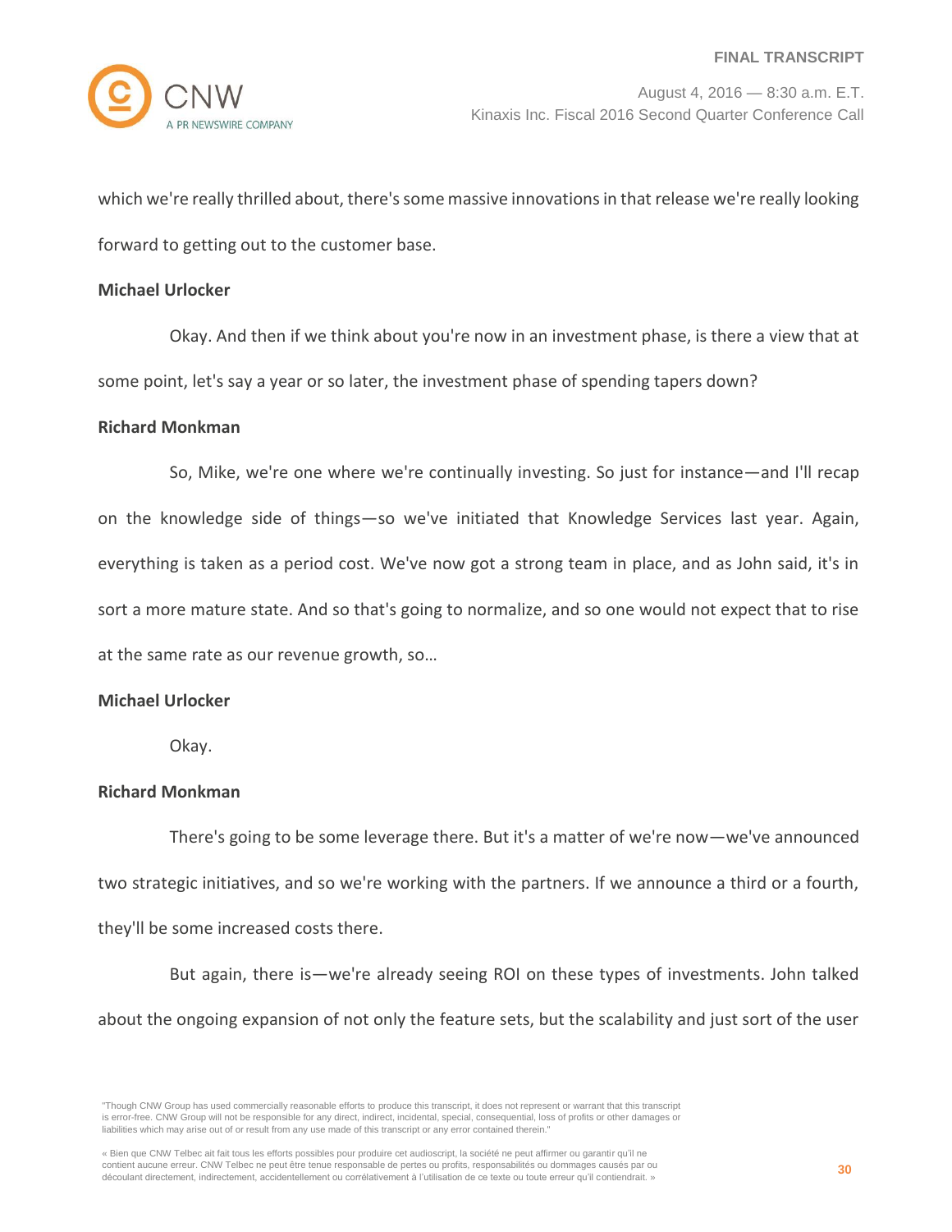which we're really thrilled about, there's some massive innovations in that release we're really looking forward to getting out to the customer base.

**Michael Urlocker**

Okay. And then if we think about you're now in an investment phase, is there a view that at some point, let's say a year or so later, the investment phase of spending tapers down?

**Richard Monkman**

So, Mike, we're one where we're continually investing. So just for instance—and I'll recap on the knowledge side of things—so we've initiated that Knowledge Services last year. Again, everything is taken as a period cost. We've now got a strong team in place, and as John said, it's in sort a more mature state. And so that's going to normalize, and so one would not expect that to rise at the same rate as our revenue growth, so…

**Michael Urlocker**

Okay.

**Richard Monkman**

There's going to be some leverage there. But it's a matter of we're now—we've announced two strategic initiatives, and so we're working with the partners. If we announce a third or a fourth, they'll be some increased costs there.

But again, there is—we're already seeing ROI on these types of investments. John talked about the ongoing expansion of not only the feature sets, but the scalability and just sort of the user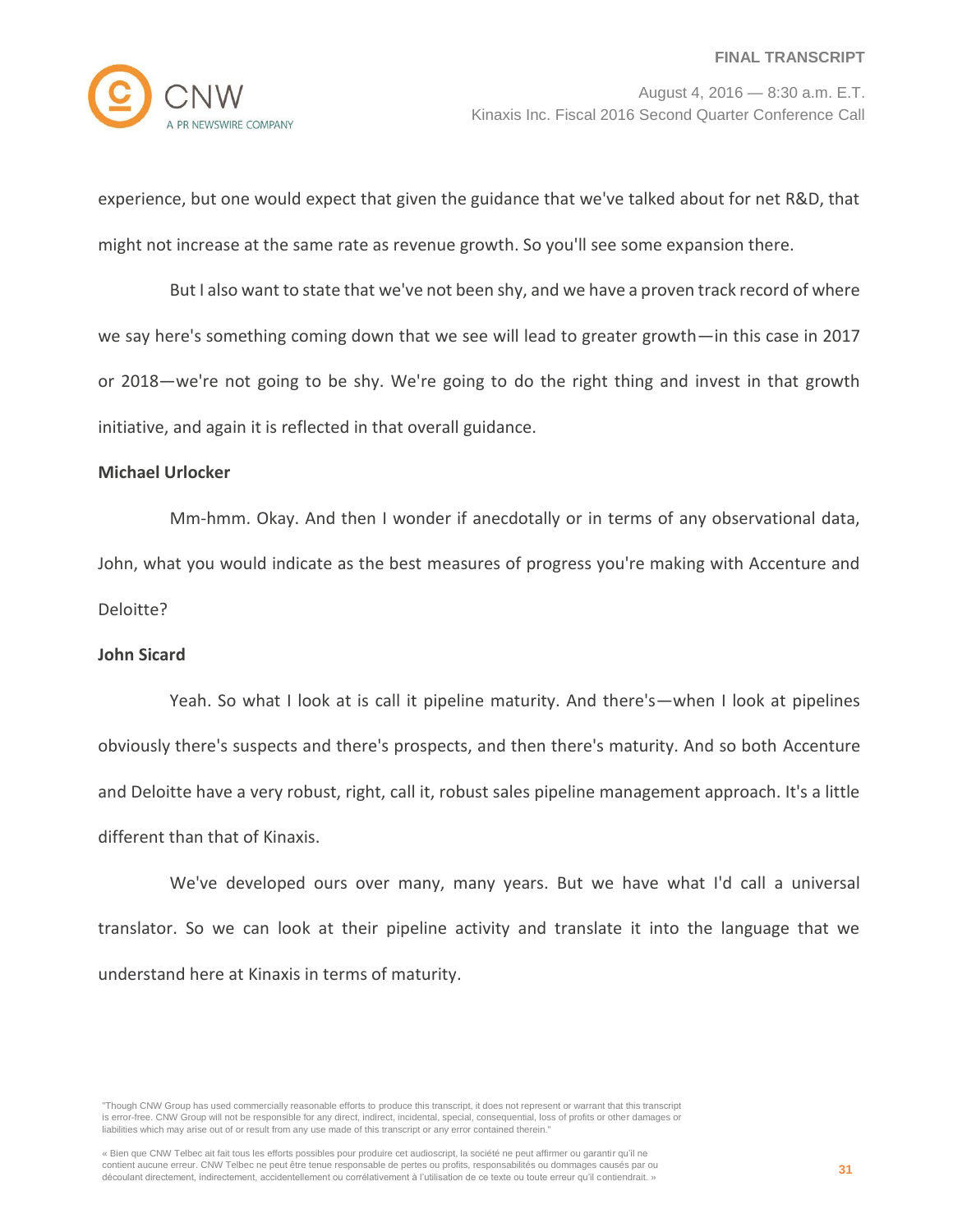experience, but one would expect that given the guidance that we've talked about for net R&D, that might not increase at the same rate as revenue growth. So you'll see some expansion there.

But I also want to state that we've not been shy, and we have a proven track record of where we say here's something coming down that we see will lead to greater growth—in this case in 2017 or 2018—we're not going to be shy. We're going to do the right thing and invest in that growth initiative, and again it is reflected in that overall guidance.

**Michael Urlocker**

Mm-hmm. Okay. And then I wonder if anecdotally or in terms of any observational data, John, what you would indicate as the best measures of progress you're making with Accenture and Deloitte?

**John Sicard**

Yeah. So what I look at is call it pipeline maturity. And there's—when I look at pipelines obviously there's suspects and there's prospects, and then there's maturity. And so both Accenture and Deloitte have a very robust, right, call it, robust sales pipeline management approach. It's a little different than that of Kinaxis.

We've developed ours over many, many years. But we have what I'd call a universal translator. So we can look at their pipeline activity and translate it into the language that we understand here at Kinaxis in terms of maturity.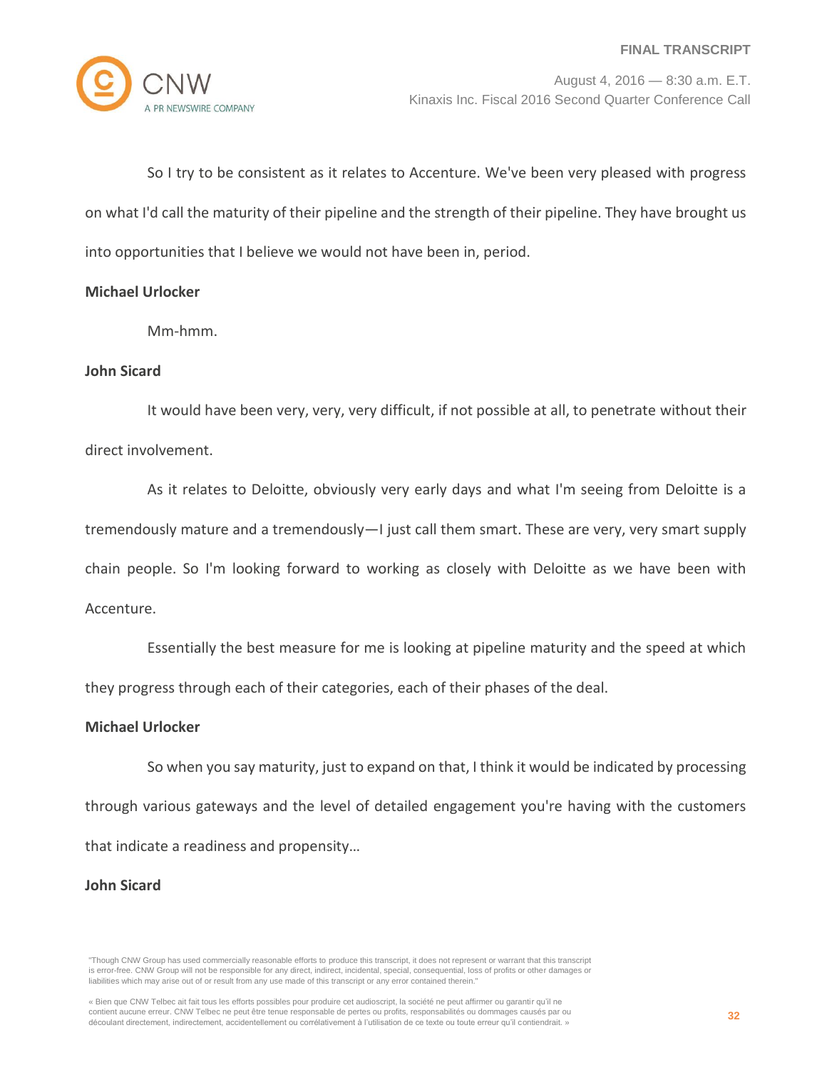So I try to be consistent as it relates to Accenture. We've been very pleased with progress on what I'd call the maturity of their pipeline and the strength of their pipeline. They have brought us into opportunities that I believe we would not have been in, period.

**Michael Urlocker**

Mm-hmm.

**John Sicard**

It would have been very, very, very difficult, if not possible at all, to penetrate without their direct involvement.

As it relates to Deloitte, obviously very early days and what I'm seeing from Deloitte is a tremendously mature and a tremendously—I just call them smart. These are very, very smart supply chain people. So I'm looking forward to working as closely with Deloitte as we have been with Accenture.

Essentially the best measure for me is looking at pipeline maturity and the speed at which they progress through each of their categories, each of their phases of the deal.

**Michael Urlocker**

So when you say maturity, just to expand on that, I think it would be indicated by processing through various gateways and the level of detailed engagement you're having with the customers that indicate a readiness and propensity…

**John Sicard**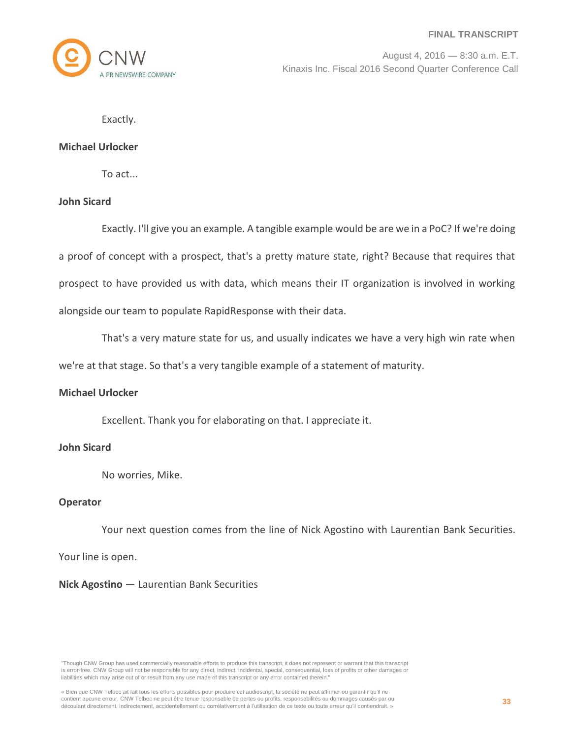Exactly.

**Michael Urlocker**

To act...

**John Sicard**

Exactly. I'll give you an example. A tangible example would be are we in a PoC? If we're doing a proof of concept with a prospect, that's a pretty mature state, right? Because that requires that prospect to have provided us with data, which means their IT organization is involved in working alongside our team to populate RapidResponse with their data.

That's a very mature state for us, and usually indicates we have a very high win rate when we're at that stage. So that's a very tangible example of a statement of maturity.

**Michael Urlocker**

Excellent. Thank you for elaborating on that. I appreciate it.

**John Sicard**

No worries, Mike.

**Operator**

Your next question comes from the line of Nick Agostino with Laurentian Bank Securities. Your line is open.

**Nick Agostino** — Laurentian Bank Securities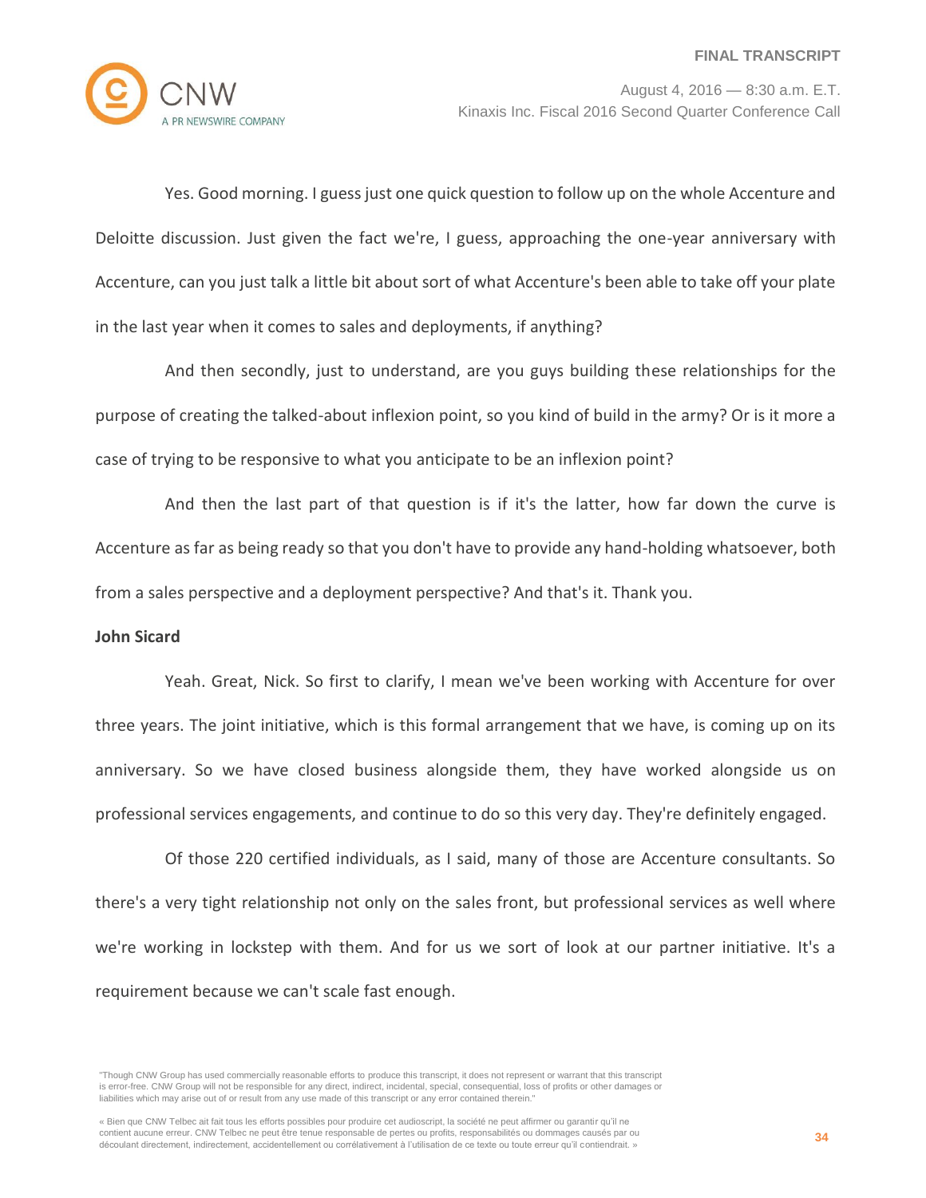Yes. Good morning. I guess just one quick question to follow up on the whole Accenture and Deloitte discussion. Just given the fact we're, I guess, approaching the one-year anniversary with Accenture, can you just talk a little bit about sort of what Accenture's been able to take off your plate in the last year when it comes to sales and deployments, if anything?

And then secondly, just to understand, are you guys building these relationships for the purpose of creating the talked-about inflexion point, so you kind of build in the army? Or is it more a case of trying to be responsive to what you anticipate to be an inflexion point?

And then the last part of that question is if it's the latter, how far down the curve is Accenture as far as being ready so that you don't have to provide any hand-holding whatsoever, both from a sales perspective and a deployment perspective? And that's it. Thank you.

**John Sicard**

Yeah. Great, Nick. So first to clarify, I mean we've been working with Accenture for over three years. The joint initiative, which is this formal arrangement that we have, is coming up on its anniversary. So we have closed business alongside them, they have worked alongside us on professional services engagements, and continue to do so this very day. They're definitely engaged.

Of those 220 certified individuals, as I said, many of those are Accenture consultants. So there's a very tight relationship not only on the sales front, but professional services as well where we're working in lockstep with them. And for us we sort of look at our partner initiative. It's a requirement because we can't scale fast enough.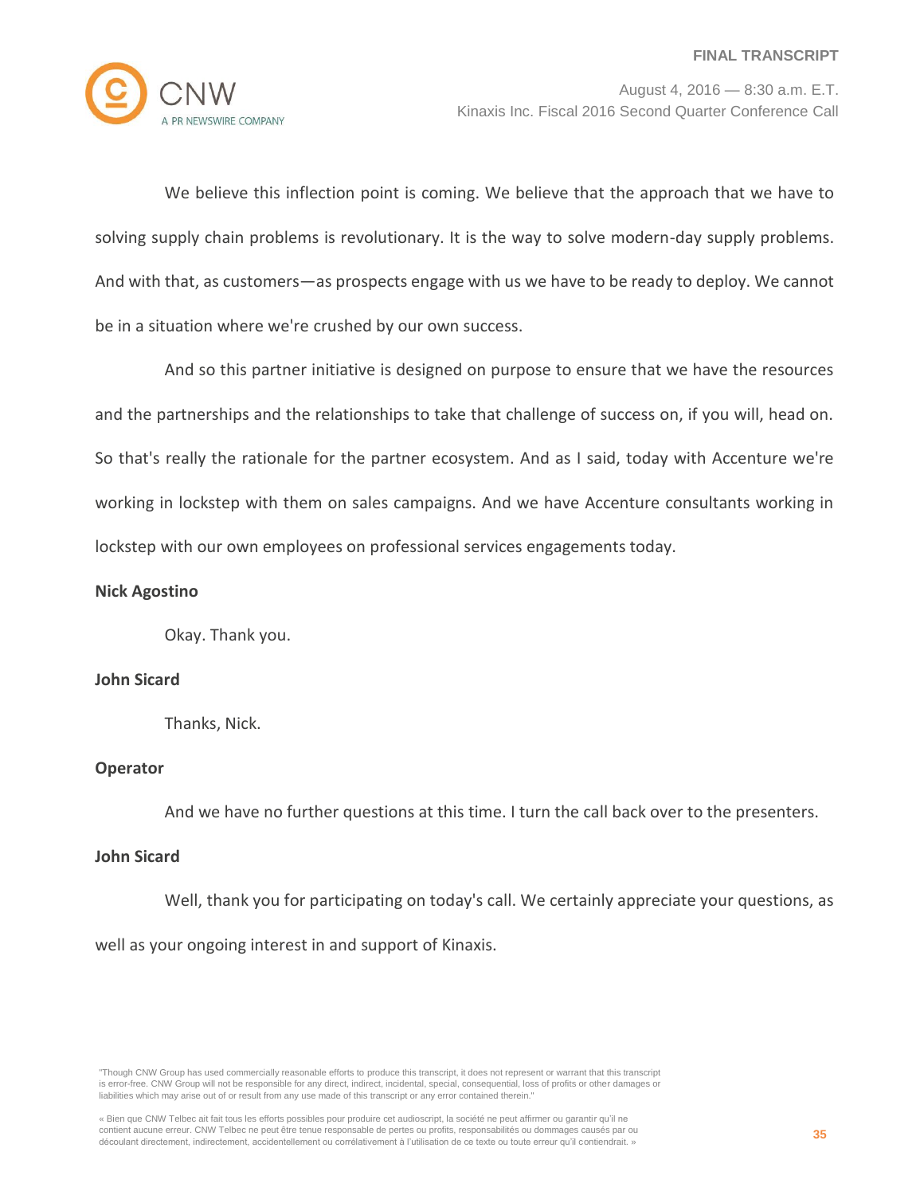We believe this inflection point is coming. We believe that the approach that we have to solving supply chain problems is revolutionary. It is the way to solve modern-day supply problems. And with that, as customers—as prospects engage with us we have to be ready to deploy. We cannot be in a situation where we're crushed by our own success.

And so this partner initiative is designed on purpose to ensure that we have the resources and the partnerships and the relationships to take that challenge of success on, if you will, head on. So that's really the rationale for the partner ecosystem. And as I said, today with Accenture we're working in lockstep with them on sales campaigns. And we have Accenture consultants working in lockstep with our own employees on professional services engagements today.

**Nick Agostino**

Okay. Thank you.

**John Sicard**

Thanks, Nick.

**Operator**

And we have no further questions at this time. I turn the call back over to the presenters.

**John Sicard**

Well, thank you for participating on today's call. We certainly appreciate your questions, as well as your ongoing interest in and support of Kinaxis.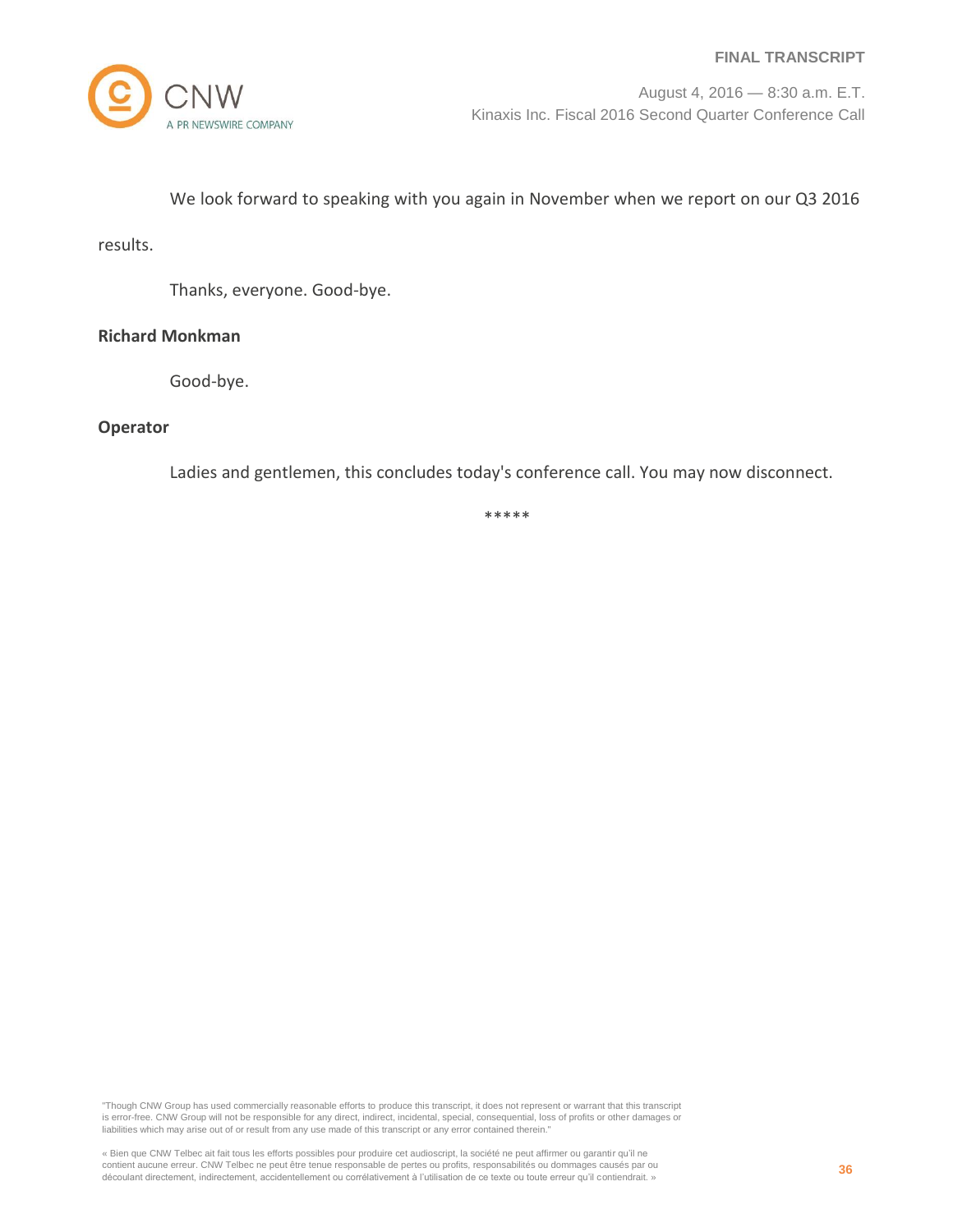We look forward to speaking with you again in November when we report on our Q3 2016 results.

Thanks, everyone. Good-bye.

**Richard Monkman**

Good-bye.

**Operator**

Ladies and gentlemen, this concludes today's conference call. You may now disconnect.

*****